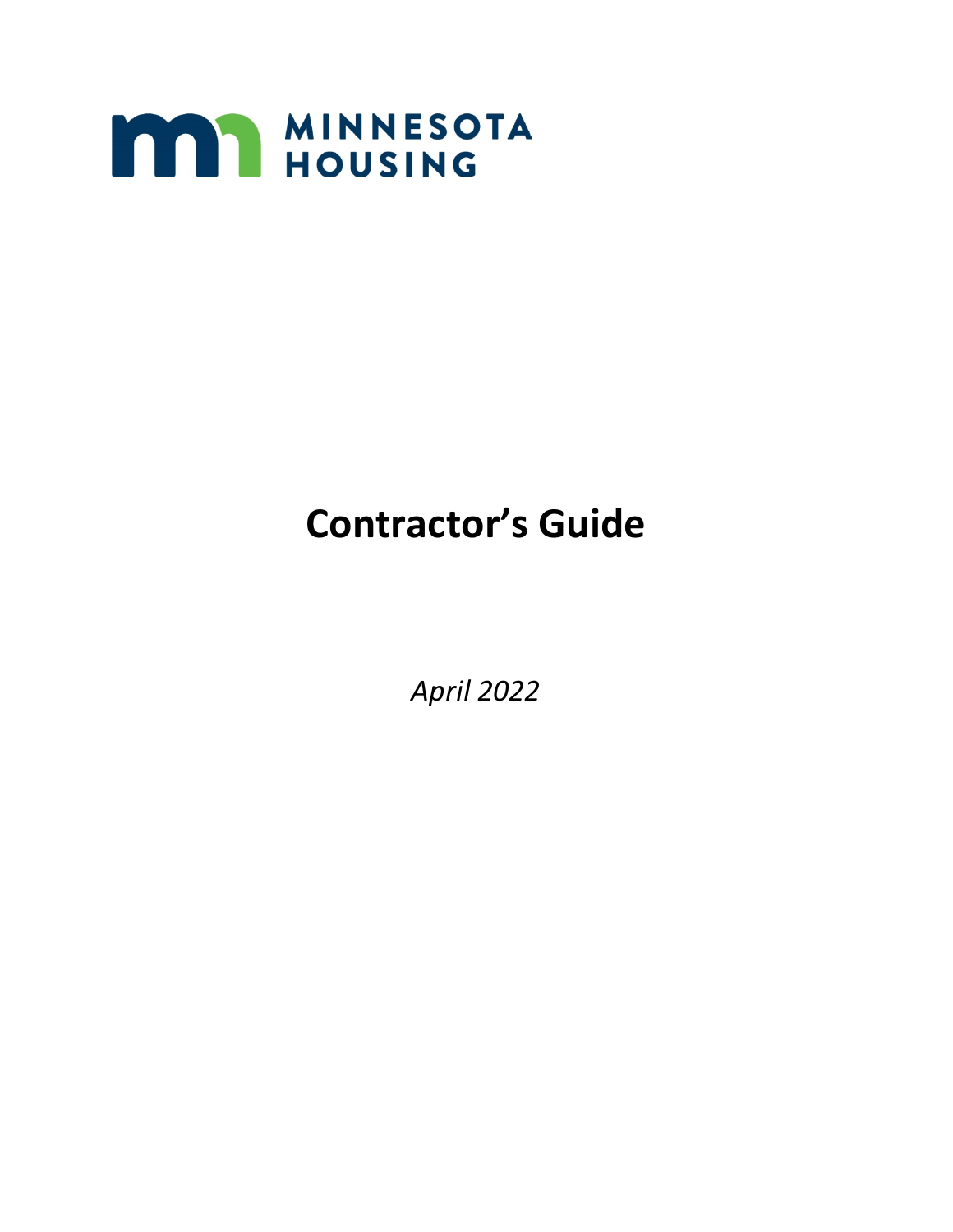MINNESOTA HOUSING

# Contractor’s Guide

*April 2022*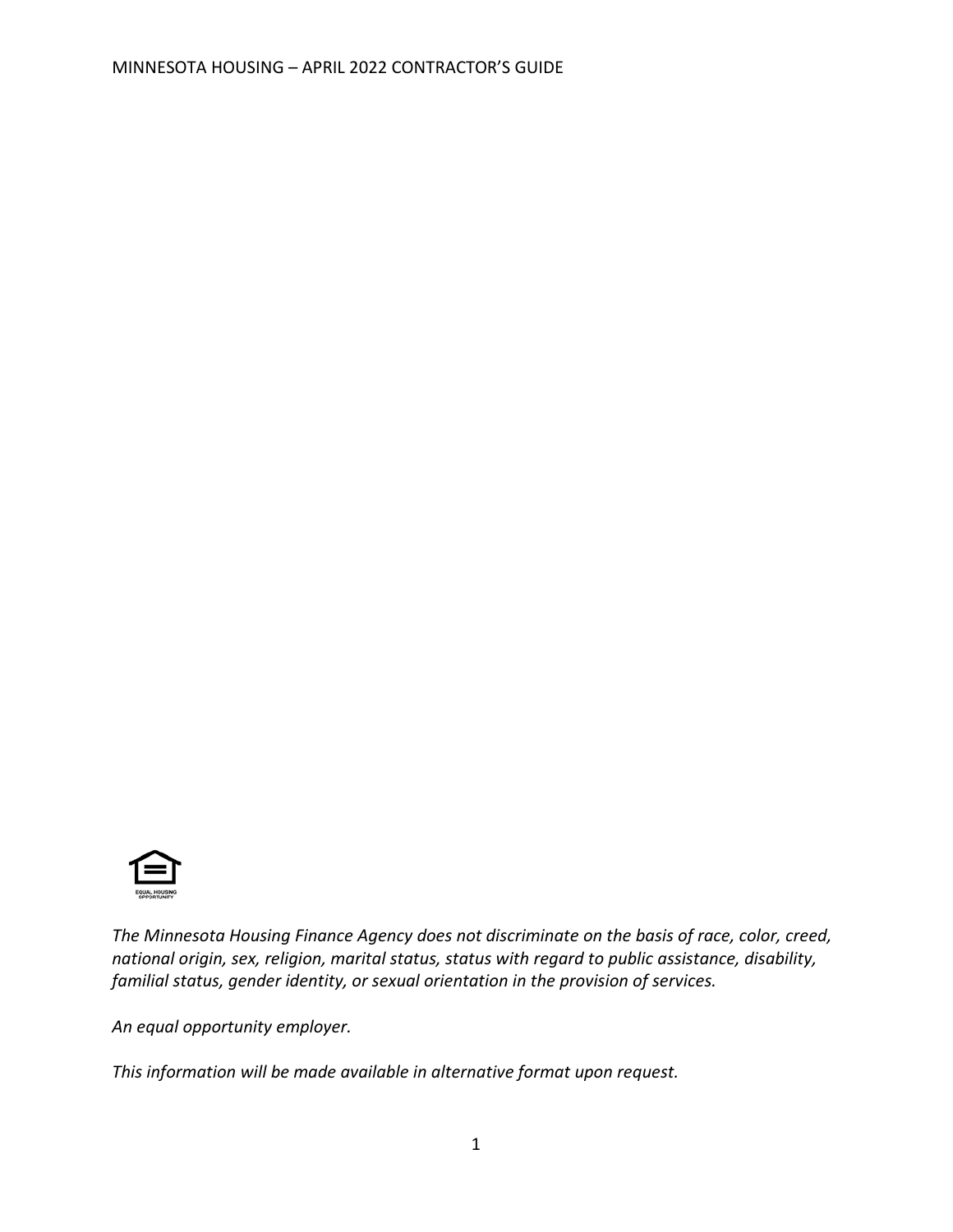EQUAL HOUSING OPPORTUNITY

*The Minnesota Housing Finance Agency does not discriminate on the basis of race, color, creed, national origin, sex, religion, marital status, status with regard to public assistance, disability, familial status, gender identity, or sexual orientation in the provision of services.*

*An equal opportunity employer.*

*This information will be made available in alternative format upon request.*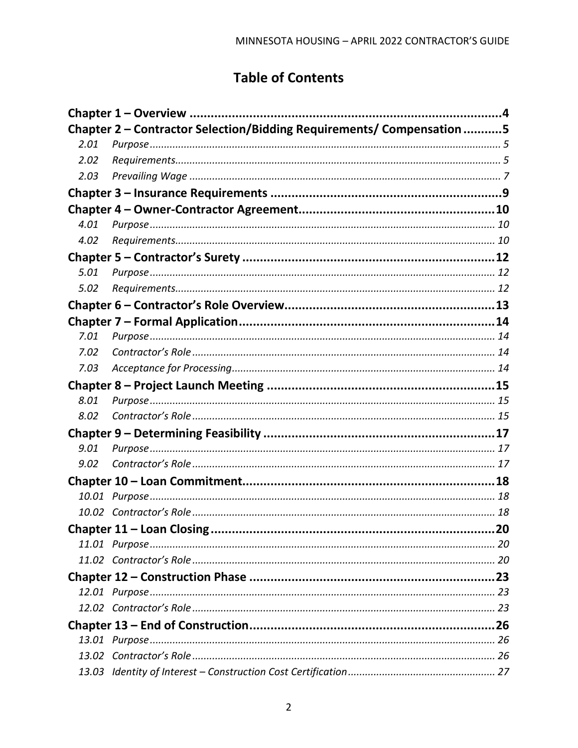# Table of Contents

**Chapter 1 – Overview** ..... **4**

**Chapter 2 – Contractor Selection/Bidding Requirements/ Compensation** ..... **5**

- 2.01 *Purpose* ..... *5*
- 2.02 *Requirements* ..... *5*
- 2.03 *Prevailing Wage* ..... *7*

**Chapter 3 – Insurance Requirements** ..... **9**

**Chapter 4 – Owner-Contractor Agreement** ..... **10**

- 4.01 *Purpose* ..... *10*
- 4.02 *Requirements* ..... *10*

**Chapter 5 – Contractor's Surety** ..... **12**

- 5.01 *Purpose* ..... *12*
- 5.02 *Requirements* ..... *12*

**Chapter 6 – Contractor's Role Overview** ..... **13**

**Chapter 7 – Formal Application** ..... **14**

- 7.01 *Purpose* ..... *14*
- 7.02 *Contractor's Role* ..... *14*
- 7.03 *Acceptance for Processing* ..... *14*

**Chapter 8 – Project Launch Meeting** ..... **15**

- 8.01 *Purpose* ..... *15*
- 8.02 *Contractor's Role* ..... *15*

**Chapter 9 – Determining Feasibility** ..... **17**

- 9.01 *Purpose* ..... *17*
- 9.02 *Contractor's Role* ..... *17*

**Chapter 10 – Loan Commitment** ..... **18**

- 10.01 *Purpose* ..... *18*
- 10.02 *Contractor's Role* ..... *18*

**Chapter 11 – Loan Closing** ..... **20**

- 11.01 *Purpose* ..... *20*
- 11.02 *Contractor's Role* ..... *20*

**Chapter 12 – Construction Phase** ..... **23**

- 12.01 *Purpose* ..... *23*
- 12.02 *Contractor's Role* ..... *23*

**Chapter 13 – End of Construction** ..... **26**

- 13.01 *Purpose* ..... *26*
- 13.02 *Contractor's Role* ..... *26*
- 13.03 *Identity of Interest – Construction Cost Certification* ..... *27*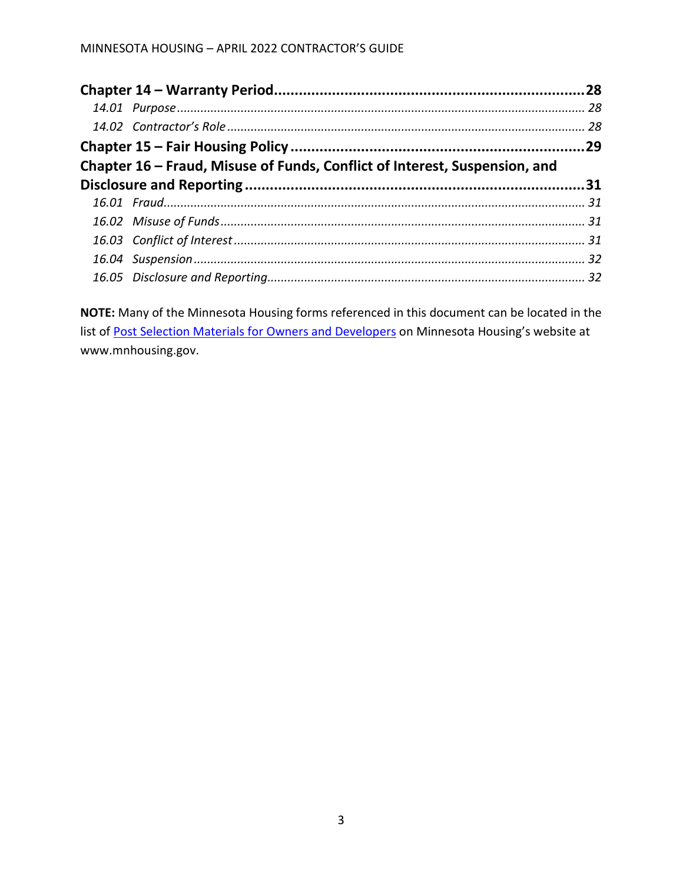**Chapter 14 – Warranty Period........................................................................28**

*14.01 Purpose........................................................................................................ 28*

*14.02 Contractor's Role......................................................................................... 28*

**Chapter 15 – Fair Housing Policy.....................................................................29**

**Chapter 16 – Fraud, Misuse of Funds, Conflict of Interest, Suspension, and Disclosure and Reporting.................................................................................31**

*16.01 Fraud............................................................................................................ 31*

*16.02 Misuse of Funds........................................................................................... 31*

*16.03 Conflict of Interest....................................................................................... 31*

*16.04 Suspension................................................................................................... 32*

*16.05 Disclosure and Reporting............................................................................. 32*

**NOTE:** Many of the Minnesota Housing forms referenced in this document can be located in the list of Post Selection Materials for Owners and Developers on Minnesota Housing's website at www.mnhousing.gov.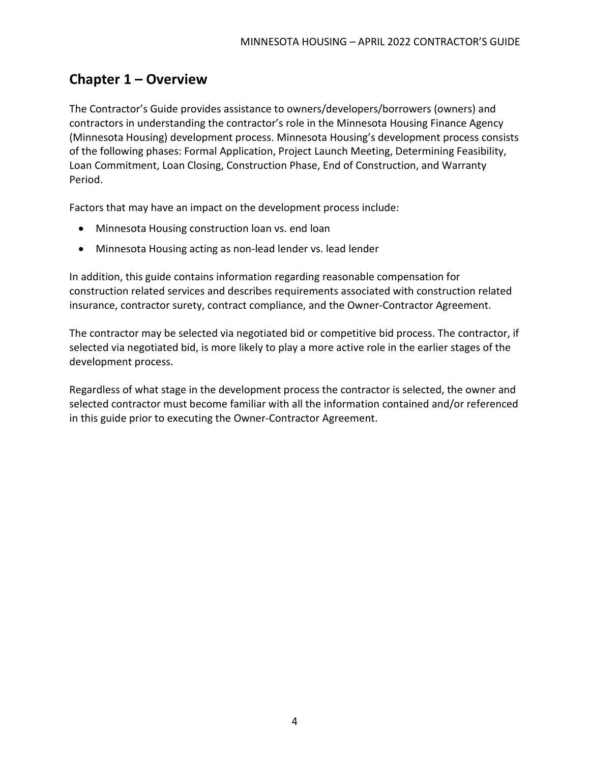## Chapter 1 – Overview

The Contractor's Guide provides assistance to owners/developers/borrowers (owners) and contractors in understanding the contractor's role in the Minnesota Housing Finance Agency (Minnesota Housing) development process. Minnesota Housing's development process consists of the following phases: Formal Application, Project Launch Meeting, Determining Feasibility, Loan Commitment, Loan Closing, Construction Phase, End of Construction, and Warranty Period.

Factors that may have an impact on the development process include:

- Minnesota Housing construction loan vs. end loan
- Minnesota Housing acting as non-lead lender vs. lead lender

In addition, this guide contains information regarding reasonable compensation for construction related services and describes requirements associated with construction related insurance, contractor surety, contract compliance, and the Owner-Contractor Agreement.

The contractor may be selected via negotiated bid or competitive bid process. The contractor, if selected via negotiated bid, is more likely to play a more active role in the earlier stages of the development process.

Regardless of what stage in the development process the contractor is selected, the owner and selected contractor must become familiar with all the information contained and/or referenced in this guide prior to executing the Owner-Contractor Agreement.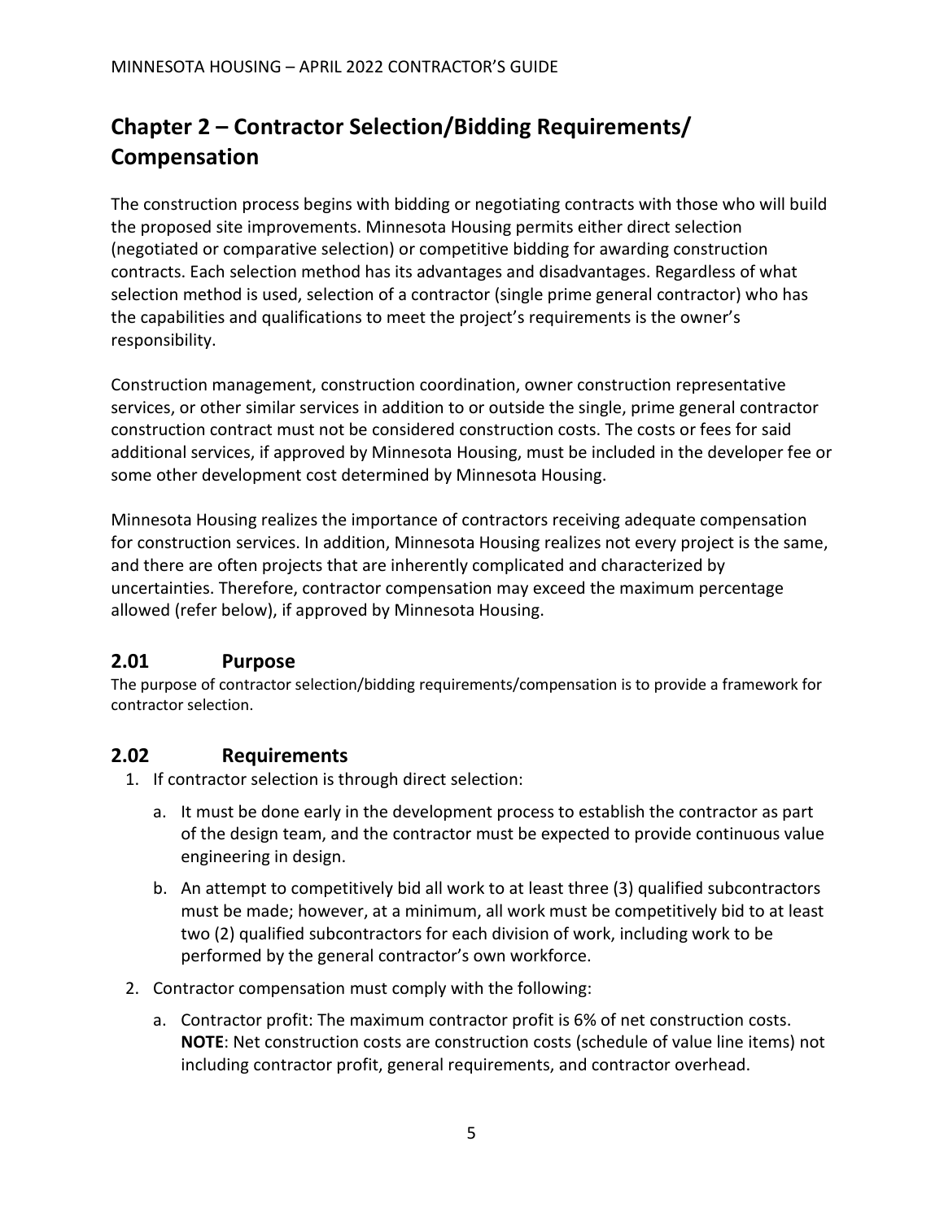# Chapter 2 – Contractor Selection/Bidding Requirements/ Compensation

The construction process begins with bidding or negotiating contracts with those who will build the proposed site improvements. Minnesota Housing permits either direct selection (negotiated or comparative selection) or competitive bidding for awarding construction contracts. Each selection method has its advantages and disadvantages. Regardless of what selection method is used, selection of a contractor (single prime general contractor) who has the capabilities and qualifications to meet the project's requirements is the owner's responsibility.

Construction management, construction coordination, owner construction representative services, or other similar services in addition to or outside the single, prime general contractor construction contract must not be considered construction costs. The costs or fees for said additional services, if approved by Minnesota Housing, must be included in the developer fee or some other development cost determined by Minnesota Housing.

Minnesota Housing realizes the importance of contractors receiving adequate compensation for construction services. In addition, Minnesota Housing realizes not every project is the same, and there are often projects that are inherently complicated and characterized by uncertainties. Therefore, contractor compensation may exceed the maximum percentage allowed (refer below), if approved by Minnesota Housing.

## 2.01 Purpose

The purpose of contractor selection/bidding requirements/compensation is to provide a framework for contractor selection.

## 2.02 Requirements

1. If contractor selection is through direct selection:
   a. It must be done early in the development process to establish the contractor as part of the design team, and the contractor must be expected to provide continuous value engineering in design.
   b. An attempt to competitively bid all work to at least three (3) qualified subcontractors must be made; however, at a minimum, all work must be competitively bid to at least two (2) qualified subcontractors for each division of work, including work to be performed by the general contractor's own workforce.
2. Contractor compensation must comply with the following:
   a. Contractor profit: The maximum contractor profit is 6% of net construction costs. **NOTE**: Net construction costs are construction costs (schedule of value line items) not including contractor profit, general requirements, and contractor overhead.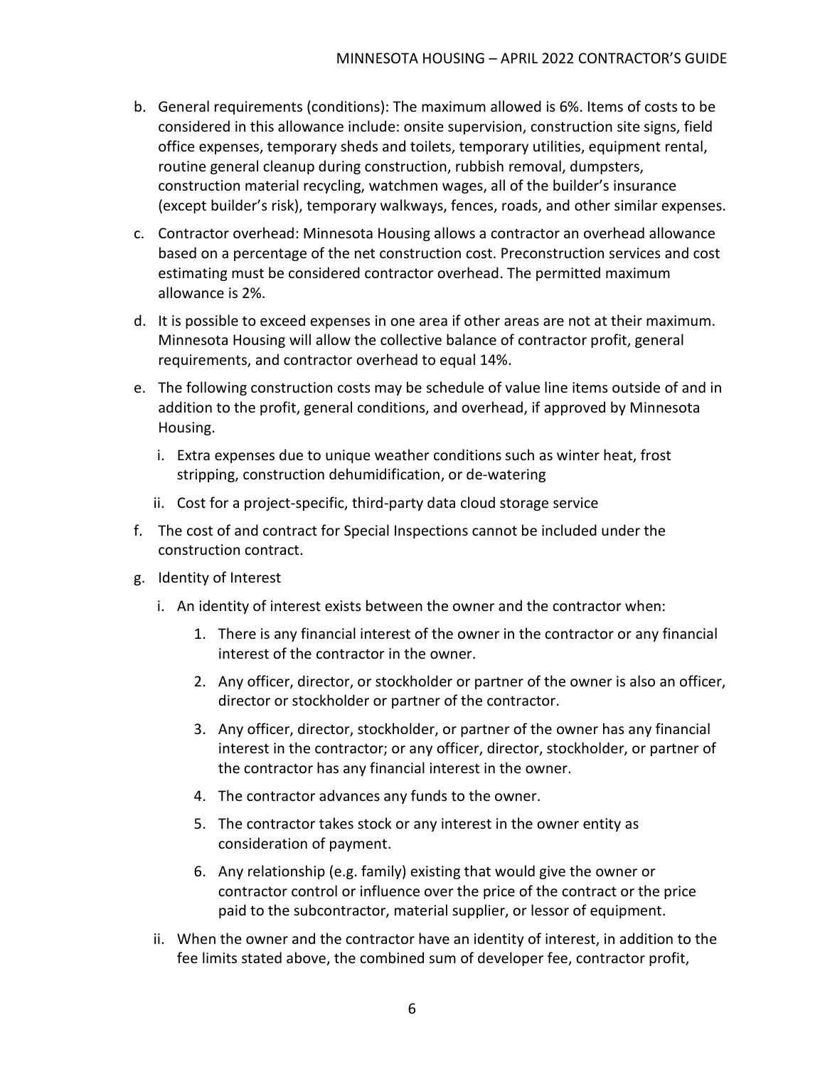b. General requirements (conditions): The maximum allowed is 6%. Items of costs to be considered in this allowance include: onsite supervision, construction site signs, field office expenses, temporary sheds and toilets, temporary utilities, equipment rental, routine general cleanup during construction, rubbish removal, dumpsters, construction material recycling, watchmen wages, all of the builder's insurance (except builder's risk), temporary walkways, fences, roads, and other similar expenses.

c. Contractor overhead: Minnesota Housing allows a contractor an overhead allowance based on a percentage of the net construction cost. Preconstruction services and cost estimating must be considered contractor overhead. The permitted maximum allowance is 2%.

d. It is possible to exceed expenses in one area if other areas are not at their maximum. Minnesota Housing will allow the collective balance of contractor profit, general requirements, and contractor overhead to equal 14%.

e. The following construction costs may be schedule of value line items outside of and in addition to the profit, general conditions, and overhead, if approved by Minnesota Housing.

   i. Extra expenses due to unique weather conditions such as winter heat, frost stripping, construction dehumidification, or de-watering

   ii. Cost for a project-specific, third-party data cloud storage service

f. The cost of and contract for Special Inspections cannot be included under the construction contract.

g. Identity of Interest

   i. An identity of interest exists between the owner and the contractor when:

      1. There is any financial interest of the owner in the contractor or any financial interest of the contractor in the owner.

      2. Any officer, director, or stockholder or partner of the owner is also an officer, director or stockholder or partner of the contractor.

      3. Any officer, director, stockholder, or partner of the owner has any financial interest in the contractor; or any officer, director, stockholder, or partner of the contractor has any financial interest in the owner.

      4. The contractor advances any funds to the owner.

      5. The contractor takes stock or any interest in the owner entity as consideration of payment.

      6. Any relationship (e.g. family) existing that would give the owner or contractor control or influence over the price of the contract or the price paid to the subcontractor, material supplier, or lessor of equipment.

   ii. When the owner and the contractor have an identity of interest, in addition to the fee limits stated above, the combined sum of developer fee, contractor profit,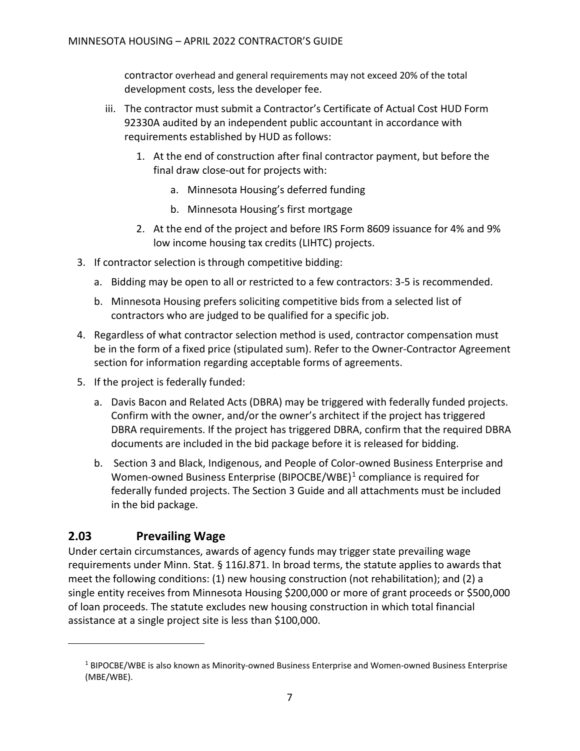contractor overhead and general requirements may not exceed 20% of the total development costs, less the developer fee.

iii. The contractor must submit a Contractor's Certificate of Actual Cost HUD Form 92330A audited by an independent public accountant in accordance with requirements established by HUD as follows:

1. At the end of construction after final contractor payment, but before the final draw close-out for projects with:
    a. Minnesota Housing's deferred funding
    b. Minnesota Housing's first mortgage
2. At the end of the project and before IRS Form 8609 issuance for 4% and 9% low income housing tax credits (LIHTC) projects.

3. If contractor selection is through competitive bidding:
    a. Bidding may be open to all or restricted to a few contractors: 3-5 is recommended.
    b. Minnesota Housing prefers soliciting competitive bids from a selected list of contractors who are judged to be qualified for a specific job.
4. Regardless of what contractor selection method is used, contractor compensation must be in the form of a fixed price (stipulated sum). Refer to the Owner-Contractor Agreement section for information regarding acceptable forms of agreements.
5. If the project is federally funded:
    a. Davis Bacon and Related Acts (DBRA) may be triggered with federally funded projects. Confirm with the owner, and/or the owner's architect if the project has triggered DBRA requirements. If the project has triggered DBRA, confirm that the required DBRA documents are included in the bid package before it is released for bidding.
    b. Section 3 and Black, Indigenous, and People of Color-owned Business Enterprise and Women-owned Business Enterprise (BIPOCBE/WBE)[1] compliance is required for federally funded projects. The Section 3 Guide and all attachments must be included in the bid package.

## 2.03 Prevailing Wage

Under certain circumstances, awards of agency funds may trigger state prevailing wage requirements under Minn. Stat. § 116J.871. In broad terms, the statute applies to awards that meet the following conditions: (1) new housing construction (not rehabilitation); and (2) a single entity receives from Minnesota Housing $200,000 or more of grant proceeds or $500,000 of loan proceeds. The statute excludes new housing construction in which total financial assistance at a single project site is less than $100,000.

[1] BIPOCBE/WBE is also known as Minority-owned Business Enterprise and Women-owned Business Enterprise (MBE/WBE).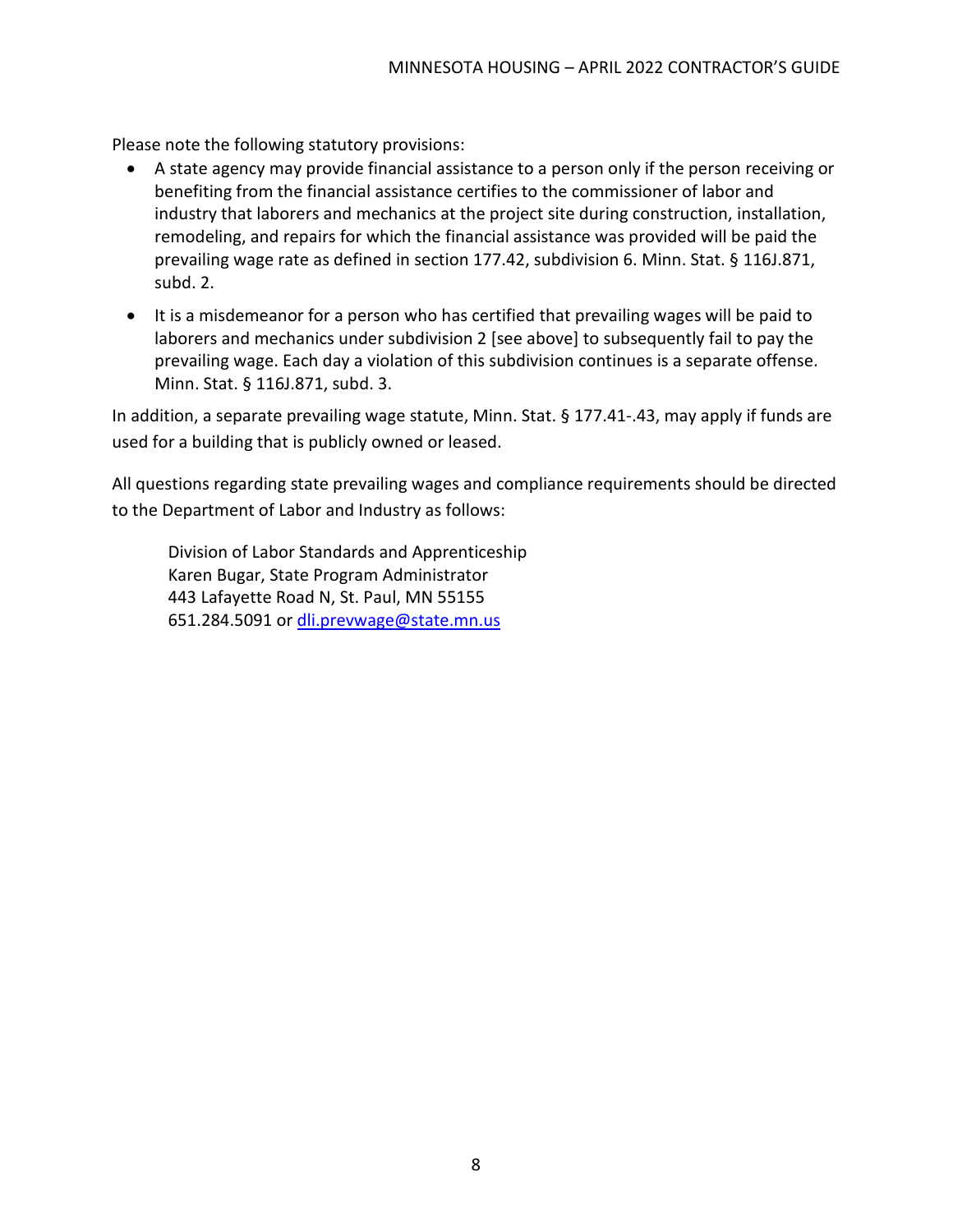Please note the following statutory provisions:

- A state agency may provide financial assistance to a person only if the person receiving or benefiting from the financial assistance certifies to the commissioner of labor and industry that laborers and mechanics at the project site during construction, installation, remodeling, and repairs for which the financial assistance was provided will be paid the prevailing wage rate as defined in section 177.42, subdivision 6. Minn. Stat. § 116J.871, subd. 2.
- It is a misdemeanor for a person who has certified that prevailing wages will be paid to laborers and mechanics under subdivision 2 [see above] to subsequently fail to pay the prevailing wage. Each day a violation of this subdivision continues is a separate offense. Minn. Stat. § 116J.871, subd. 3.

In addition, a separate prevailing wage statute, Minn. Stat. § 177.41-.43, may apply if funds are used for a building that is publicly owned or leased.

All questions regarding state prevailing wages and compliance requirements should be directed to the Department of Labor and Industry as follows:

Division of Labor Standards and Apprenticeship
Karen Bugar, State Program Administrator
443 Lafayette Road N, St. Paul, MN 55155
651.284.5091 or [dli.prevwage@state.mn.us](mailto:dli.prevwage@state.mn.us)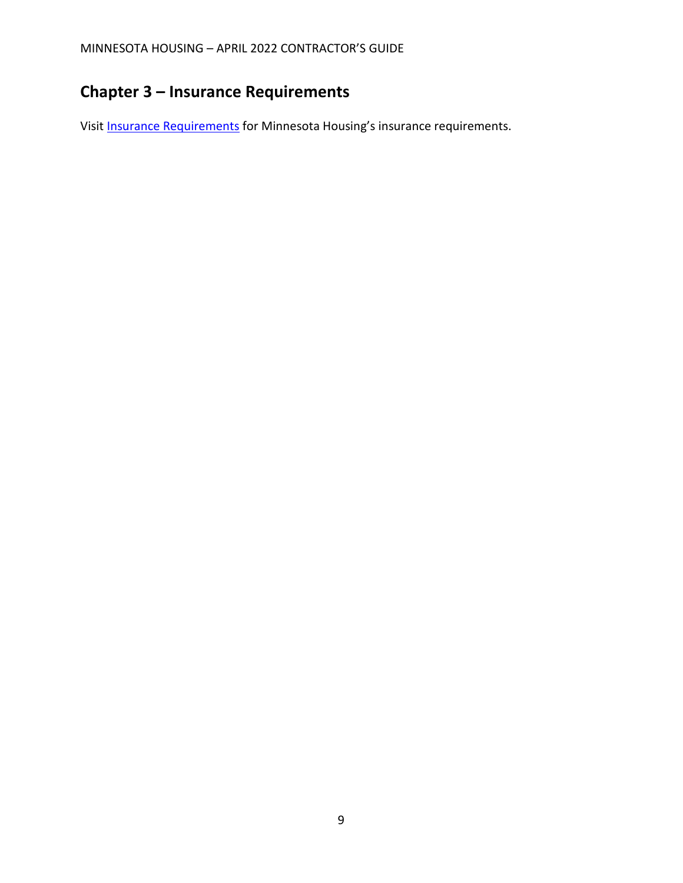# Chapter 3 – Insurance Requirements

Visit Insurance Requirements for Minnesota Housing's insurance requirements.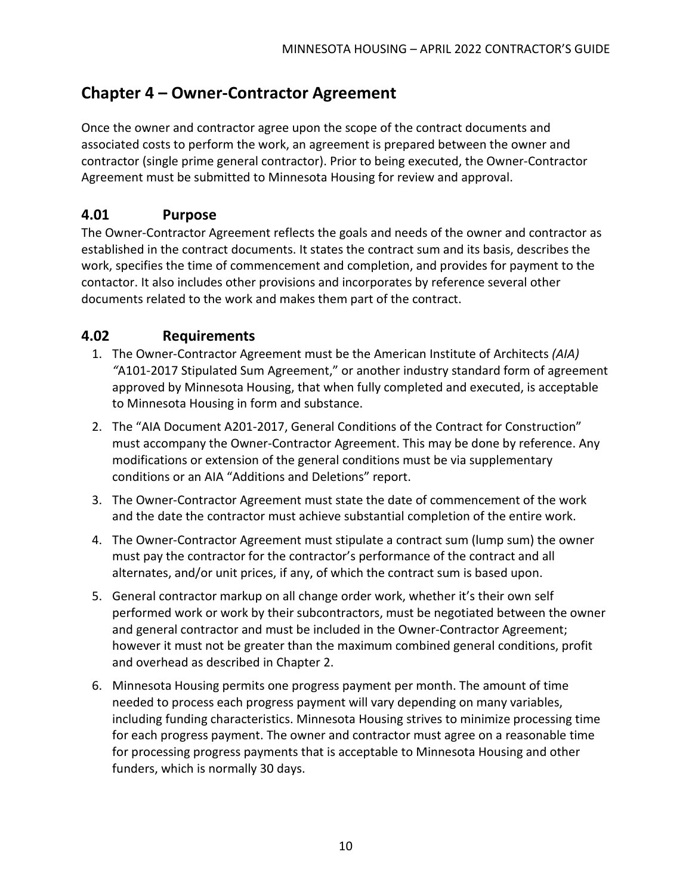## Chapter 4 – Owner-Contractor Agreement

Once the owner and contractor agree upon the scope of the contract documents and associated costs to perform the work, an agreement is prepared between the owner and contractor (single prime general contractor). Prior to being executed, the Owner-Contractor Agreement must be submitted to Minnesota Housing for review and approval.

### 4.01 Purpose

The Owner-Contractor Agreement reflects the goals and needs of the owner and contractor as established in the contract documents. It states the contract sum and its basis, describes the work, specifies the time of commencement and completion, and provides for payment to the contactor. It also includes other provisions and incorporates by reference several other documents related to the work and makes them part of the contract.

### 4.02 Requirements

1. The Owner-Contractor Agreement must be the American Institute of Architects *(AIA) "*A101-2017 Stipulated Sum Agreement," or another industry standard form of agreement approved by Minnesota Housing, that when fully completed and executed, is acceptable to Minnesota Housing in form and substance.
2. The "AIA Document A201-2017, General Conditions of the Contract for Construction" must accompany the Owner-Contractor Agreement. This may be done by reference. Any modifications or extension of the general conditions must be via supplementary conditions or an AIA "Additions and Deletions" report.
3. The Owner-Contractor Agreement must state the date of commencement of the work and the date the contractor must achieve substantial completion of the entire work.
4. The Owner-Contractor Agreement must stipulate a contract sum (lump sum) the owner must pay the contractor for the contractor's performance of the contract and all alternates, and/or unit prices, if any, of which the contract sum is based upon.
5. General contractor markup on all change order work, whether it's their own self performed work or work by their subcontractors, must be negotiated between the owner and general contractor and must be included in the Owner-Contractor Agreement; however it must not be greater than the maximum combined general conditions, profit and overhead as described in Chapter 2.
6. Minnesota Housing permits one progress payment per month. The amount of time needed to process each progress payment will vary depending on many variables, including funding characteristics. Minnesota Housing strives to minimize processing time for each progress payment. The owner and contractor must agree on a reasonable time for processing progress payments that is acceptable to Minnesota Housing and other funders, which is normally 30 days.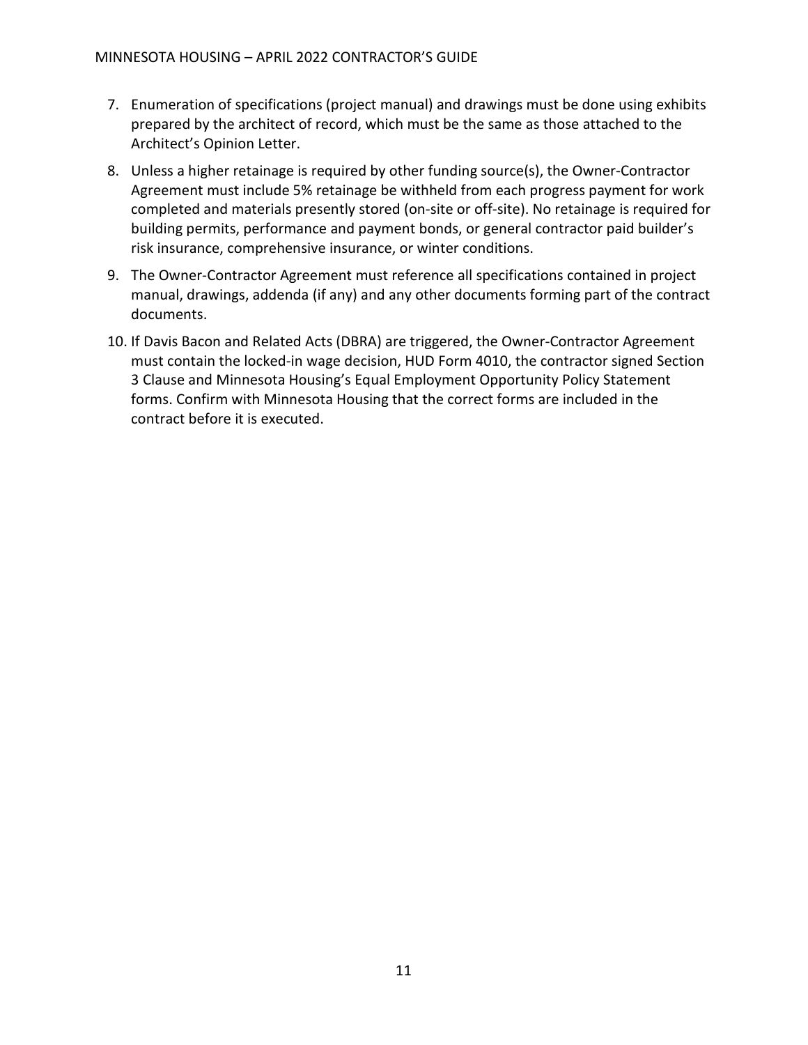7. Enumeration of specifications (project manual) and drawings must be done using exhibits prepared by the architect of record, which must be the same as those attached to the Architect's Opinion Letter.
8. Unless a higher retainage is required by other funding source(s), the Owner-Contractor Agreement must include 5% retainage be withheld from each progress payment for work completed and materials presently stored (on-site or off-site). No retainage is required for building permits, performance and payment bonds, or general contractor paid builder's risk insurance, comprehensive insurance, or winter conditions.
9. The Owner-Contractor Agreement must reference all specifications contained in project manual, drawings, addenda (if any) and any other documents forming part of the contract documents.
10. If Davis Bacon and Related Acts (DBRA) are triggered, the Owner-Contractor Agreement must contain the locked-in wage decision, HUD Form 4010, the contractor signed Section 3 Clause and Minnesota Housing's Equal Employment Opportunity Policy Statement forms. Confirm with Minnesota Housing that the correct forms are included in the contract before it is executed.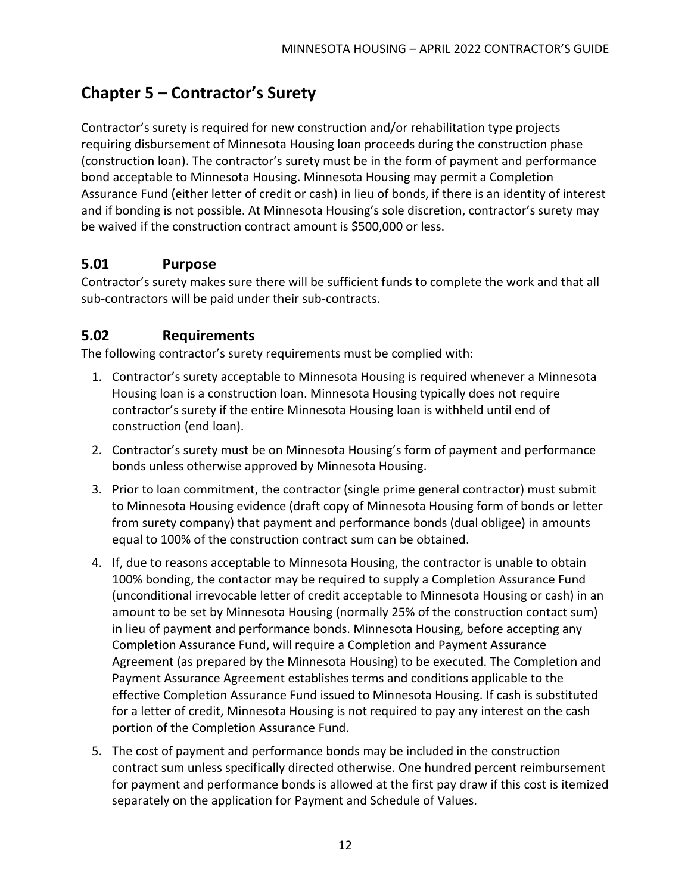## Chapter 5 – Contractor's Surety

Contractor's surety is required for new construction and/or rehabilitation type projects requiring disbursement of Minnesota Housing loan proceeds during the construction phase (construction loan). The contractor's surety must be in the form of payment and performance bond acceptable to Minnesota Housing. Minnesota Housing may permit a Completion Assurance Fund (either letter of credit or cash) in lieu of bonds, if there is an identity of interest and if bonding is not possible. At Minnesota Housing's sole discretion, contractor's surety may be waived if the construction contract amount is $500,000 or less.

### 5.01 Purpose

Contractor's surety makes sure there will be sufficient funds to complete the work and that all sub-contractors will be paid under their sub-contracts.

### 5.02 Requirements

The following contractor's surety requirements must be complied with:

1. Contractor's surety acceptable to Minnesota Housing is required whenever a Minnesota Housing loan is a construction loan. Minnesota Housing typically does not require contractor's surety if the entire Minnesota Housing loan is withheld until end of construction (end loan).
2. Contractor's surety must be on Minnesota Housing's form of payment and performance bonds unless otherwise approved by Minnesota Housing.
3. Prior to loan commitment, the contractor (single prime general contractor) must submit to Minnesota Housing evidence (draft copy of Minnesota Housing form of bonds or letter from surety company) that payment and performance bonds (dual obligee) in amounts equal to 100% of the construction contract sum can be obtained.
4. If, due to reasons acceptable to Minnesota Housing, the contractor is unable to obtain 100% bonding, the contactor may be required to supply a Completion Assurance Fund (unconditional irrevocable letter of credit acceptable to Minnesota Housing or cash) in an amount to be set by Minnesota Housing (normally 25% of the construction contact sum) in lieu of payment and performance bonds. Minnesota Housing, before accepting any Completion Assurance Fund, will require a Completion and Payment Assurance Agreement (as prepared by the Minnesota Housing) to be executed. The Completion and Payment Assurance Agreement establishes terms and conditions applicable to the effective Completion Assurance Fund issued to Minnesota Housing. If cash is substituted for a letter of credit, Minnesota Housing is not required to pay any interest on the cash portion of the Completion Assurance Fund.
5. The cost of payment and performance bonds may be included in the construction contract sum unless specifically directed otherwise. One hundred percent reimbursement for payment and performance bonds is allowed at the first pay draw if this cost is itemized separately on the application for Payment and Schedule of Values.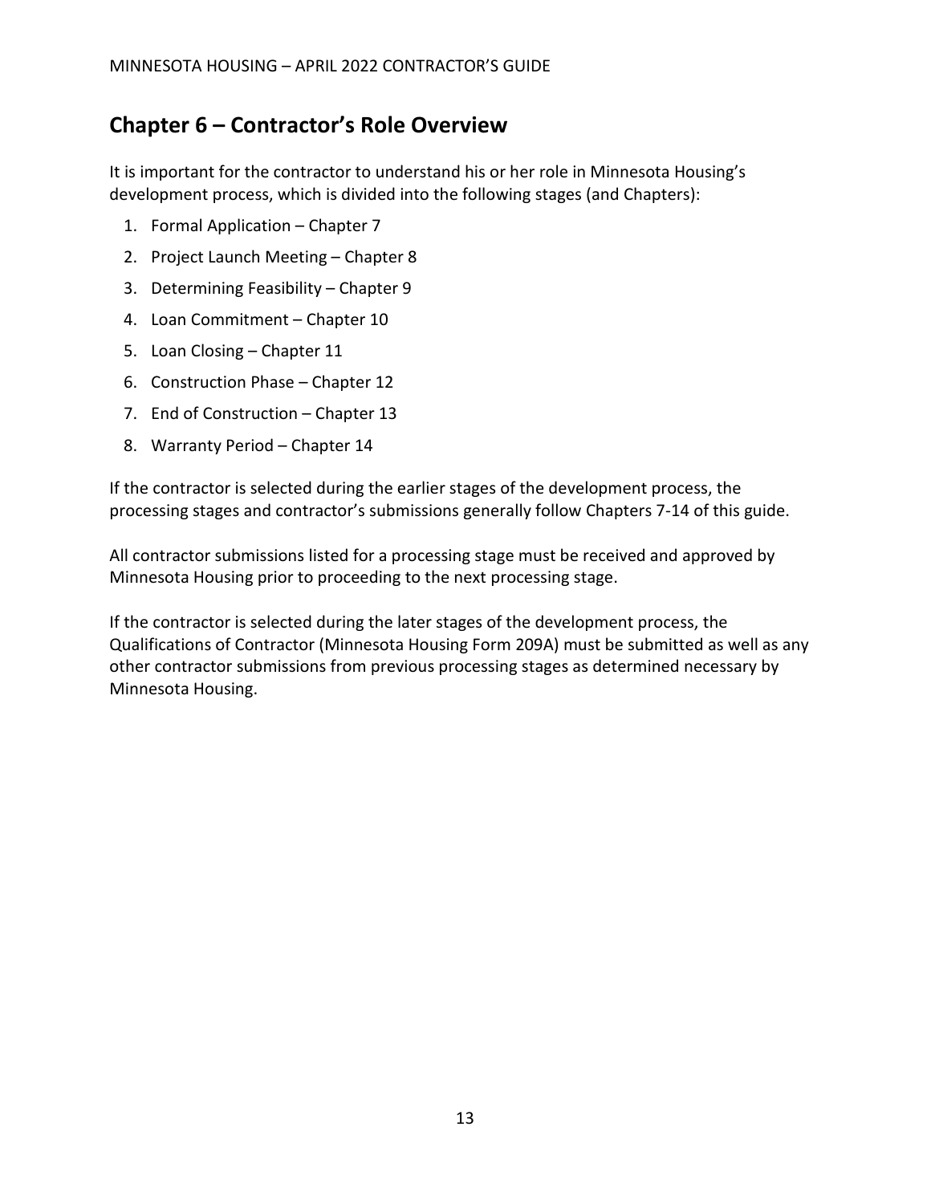## Chapter 6 – Contractor's Role Overview

It is important for the contractor to understand his or her role in Minnesota Housing's development process, which is divided into the following stages (and Chapters):

1. Formal Application – Chapter 7
2. Project Launch Meeting – Chapter 8
3. Determining Feasibility – Chapter 9
4. Loan Commitment – Chapter 10
5. Loan Closing – Chapter 11
6. Construction Phase – Chapter 12
7. End of Construction – Chapter 13
8. Warranty Period – Chapter 14

If the contractor is selected during the earlier stages of the development process, the processing stages and contractor's submissions generally follow Chapters 7-14 of this guide.

All contractor submissions listed for a processing stage must be received and approved by Minnesota Housing prior to proceeding to the next processing stage.

If the contractor is selected during the later stages of the development process, the Qualifications of Contractor (Minnesota Housing Form 209A) must be submitted as well as any other contractor submissions from previous processing stages as determined necessary by Minnesota Housing.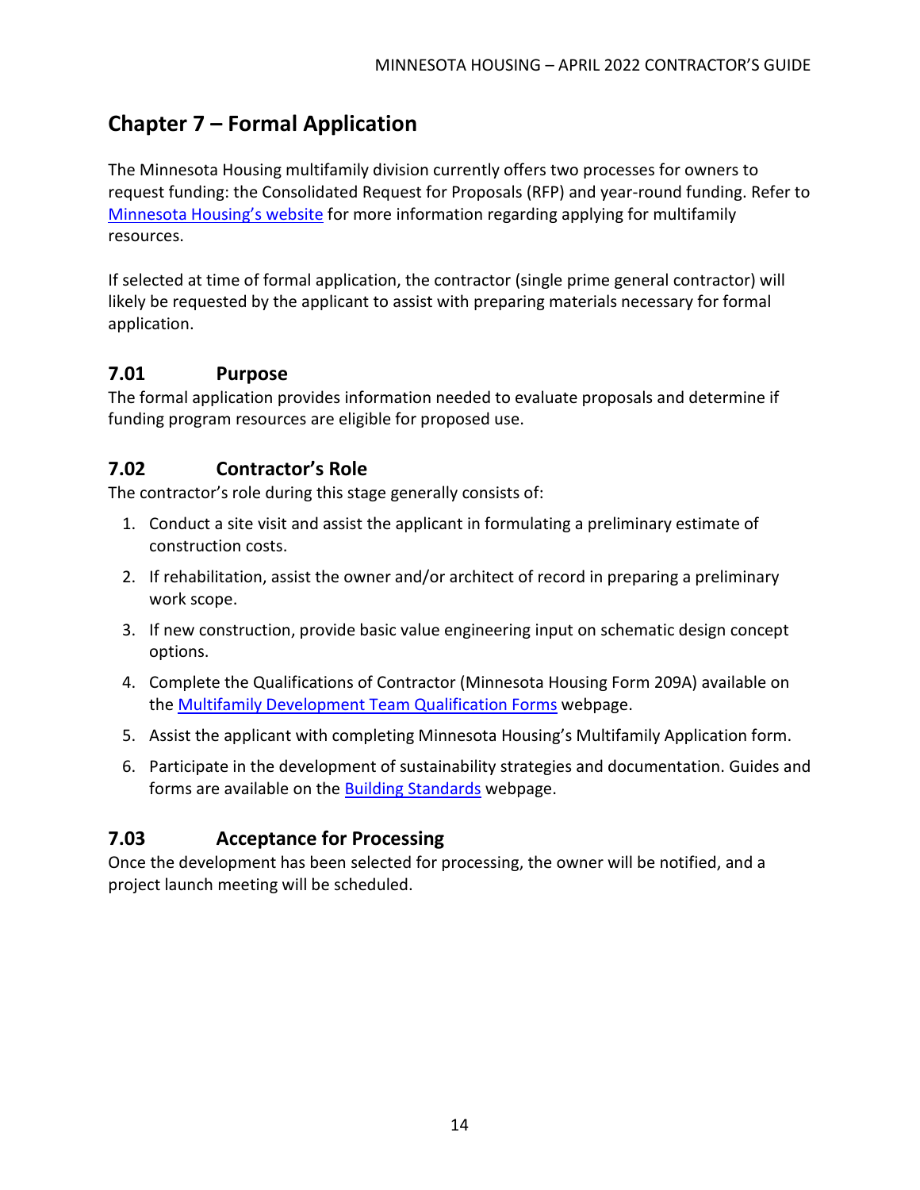# Chapter 7 – Formal Application

The Minnesota Housing multifamily division currently offers two processes for owners to request funding: the Consolidated Request for Proposals (RFP) and year-round funding. Refer to Minnesota Housing's website for more information regarding applying for multifamily resources.

If selected at time of formal application, the contractor (single prime general contractor) will likely be requested by the applicant to assist with preparing materials necessary for formal application.

## 7.01 Purpose

The formal application provides information needed to evaluate proposals and determine if funding program resources are eligible for proposed use.

## 7.02 Contractor's Role

The contractor's role during this stage generally consists of:

1. Conduct a site visit and assist the applicant in formulating a preliminary estimate of construction costs.
2. If rehabilitation, assist the owner and/or architect of record in preparing a preliminary work scope.
3. If new construction, provide basic value engineering input on schematic design concept options.
4. Complete the Qualifications of Contractor (Minnesota Housing Form 209A) available on the Multifamily Development Team Qualification Forms webpage.
5. Assist the applicant with completing Minnesota Housing's Multifamily Application form.
6. Participate in the development of sustainability strategies and documentation. Guides and forms are available on the Building Standards webpage.

## 7.03 Acceptance for Processing

Once the development has been selected for processing, the owner will be notified, and a project launch meeting will be scheduled.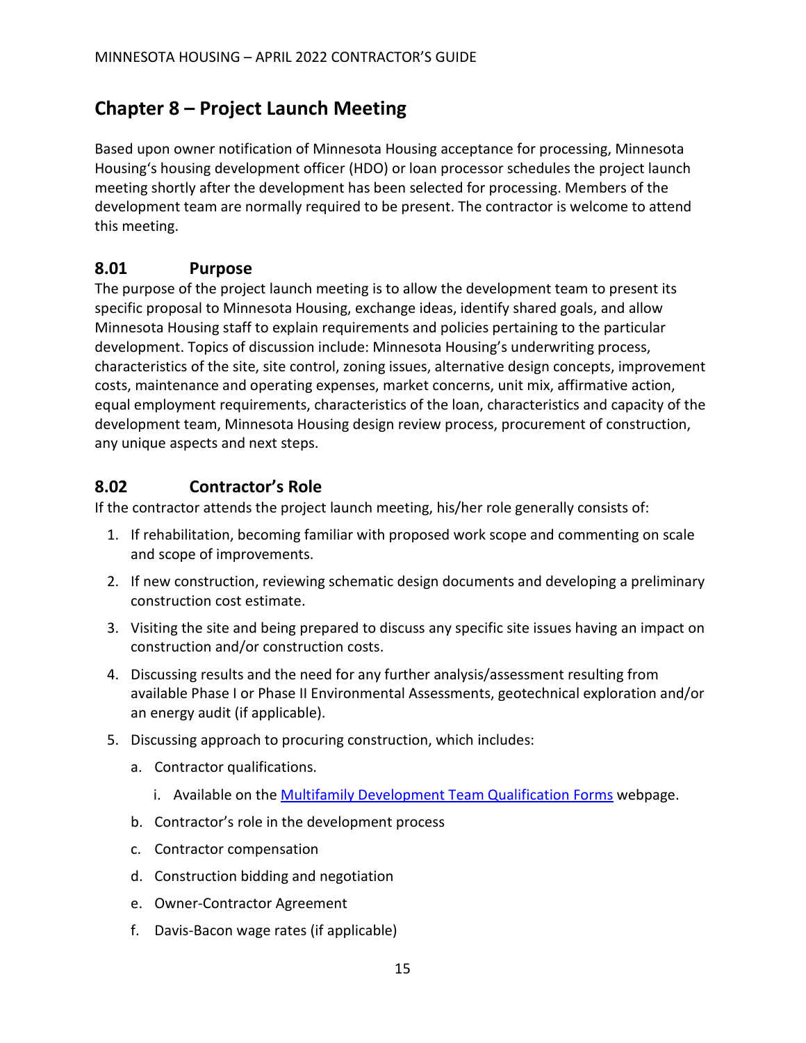# Chapter 8 – Project Launch Meeting

Based upon owner notification of Minnesota Housing acceptance for processing, Minnesota Housing's housing development officer (HDO) or loan processor schedules the project launch meeting shortly after the development has been selected for processing. Members of the development team are normally required to be present. The contractor is welcome to attend this meeting.

## 8.01 Purpose

The purpose of the project launch meeting is to allow the development team to present its specific proposal to Minnesota Housing, exchange ideas, identify shared goals, and allow Minnesota Housing staff to explain requirements and policies pertaining to the particular development. Topics of discussion include: Minnesota Housing's underwriting process, characteristics of the site, site control, zoning issues, alternative design concepts, improvement costs, maintenance and operating expenses, market concerns, unit mix, affirmative action, equal employment requirements, characteristics of the loan, characteristics and capacity of the development team, Minnesota Housing design review process, procurement of construction, any unique aspects and next steps.

## 8.02 Contractor's Role

If the contractor attends the project launch meeting, his/her role generally consists of:

1. If rehabilitation, becoming familiar with proposed work scope and commenting on scale and scope of improvements.
2. If new construction, reviewing schematic design documents and developing a preliminary construction cost estimate.
3. Visiting the site and being prepared to discuss any specific site issues having an impact on construction and/or construction costs.
4. Discussing results and the need for any further analysis/assessment resulting from available Phase I or Phase II Environmental Assessments, geotechnical exploration and/or an energy audit (if applicable).
5. Discussing approach to procuring construction, which includes:
   a. Contractor qualifications.
      i. Available on the [Multifamily Development Team Qualification Forms]() webpage.
   b. Contractor's role in the development process
   c. Contractor compensation
   d. Construction bidding and negotiation
   e. Owner-Contractor Agreement
   f. Davis-Bacon wage rates (if applicable)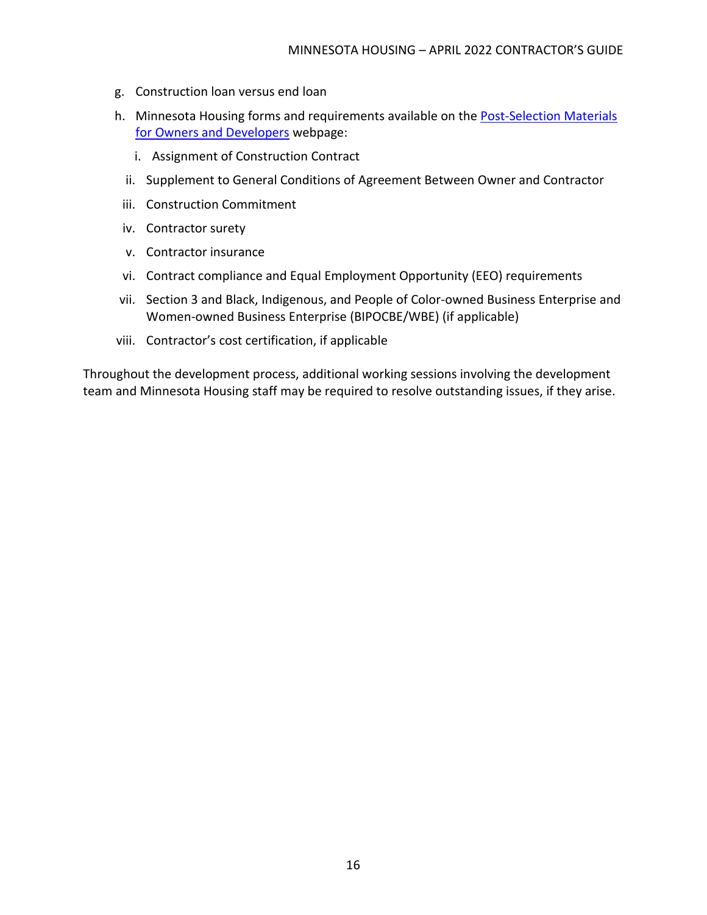g. Construction loan versus end loan
h. Minnesota Housing forms and requirements available on the [Post-Selection Materials for Owners and Developers]() webpage:
    i. Assignment of Construction Contract
    ii. Supplement to General Conditions of Agreement Between Owner and Contractor
    iii. Construction Commitment
    iv. Contractor surety
    v. Contractor insurance
    vi. Contract compliance and Equal Employment Opportunity (EEO) requirements
    vii. Section 3 and Black, Indigenous, and People of Color-owned Business Enterprise and Women-owned Business Enterprise (BIPOCBE/WBE) (if applicable)
    viii. Contractor's cost certification, if applicable

Throughout the development process, additional working sessions involving the development team and Minnesota Housing staff may be required to resolve outstanding issues, if they arise.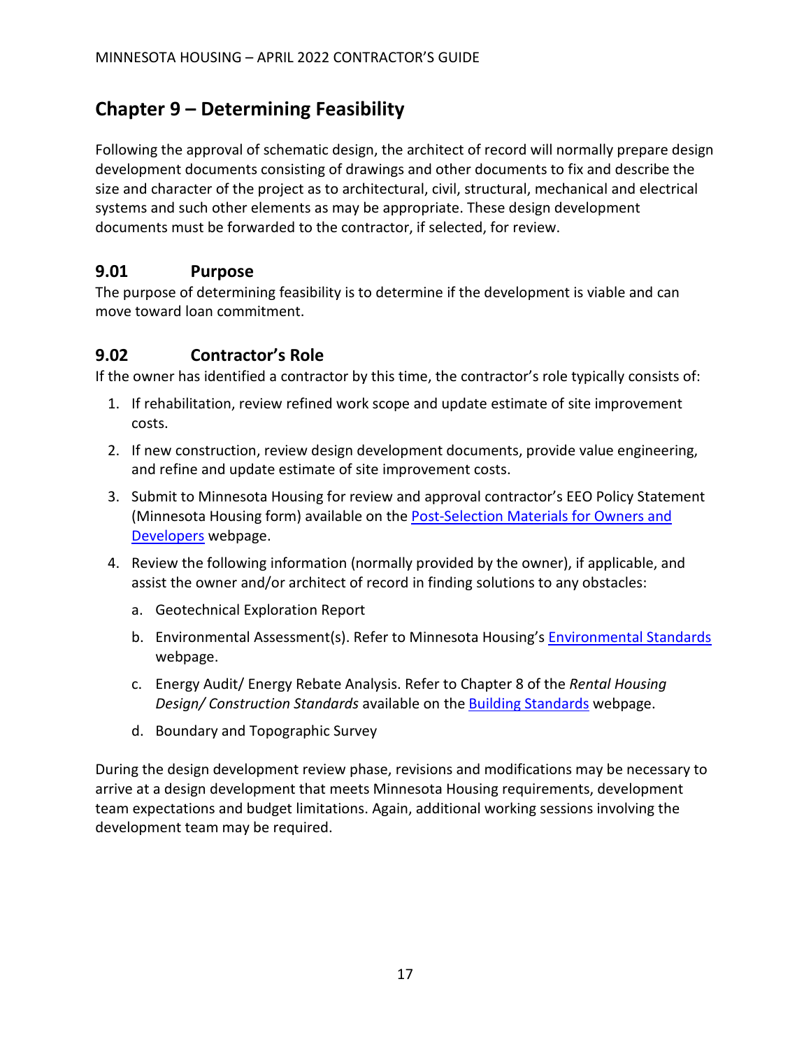# Chapter 9 – Determining Feasibility

Following the approval of schematic design, the architect of record will normally prepare design development documents consisting of drawings and other documents to fix and describe the size and character of the project as to architectural, civil, structural, mechanical and electrical systems and such other elements as may be appropriate. These design development documents must be forwarded to the contractor, if selected, for review.

## 9.01 Purpose

The purpose of determining feasibility is to determine if the development is viable and can move toward loan commitment.

## 9.02 Contractor's Role

If the owner has identified a contractor by this time, the contractor's role typically consists of:

1. If rehabilitation, review refined work scope and update estimate of site improvement costs.
2. If new construction, review design development documents, provide value engineering, and refine and update estimate of site improvement costs.
3. Submit to Minnesota Housing for review and approval contractor's EEO Policy Statement (Minnesota Housing form) available on the Post-Selection Materials for Owners and Developers webpage.
4. Review the following information (normally provided by the owner), if applicable, and assist the owner and/or architect of record in finding solutions to any obstacles:
   a. Geotechnical Exploration Report
   b. Environmental Assessment(s). Refer to Minnesota Housing's Environmental Standards webpage.
   c. Energy Audit/ Energy Rebate Analysis. Refer to Chapter 8 of the *Rental Housing Design/ Construction Standards* available on the Building Standards webpage.
   d. Boundary and Topographic Survey

During the design development review phase, revisions and modifications may be necessary to arrive at a design development that meets Minnesota Housing requirements, development team expectations and budget limitations. Again, additional working sessions involving the development team may be required.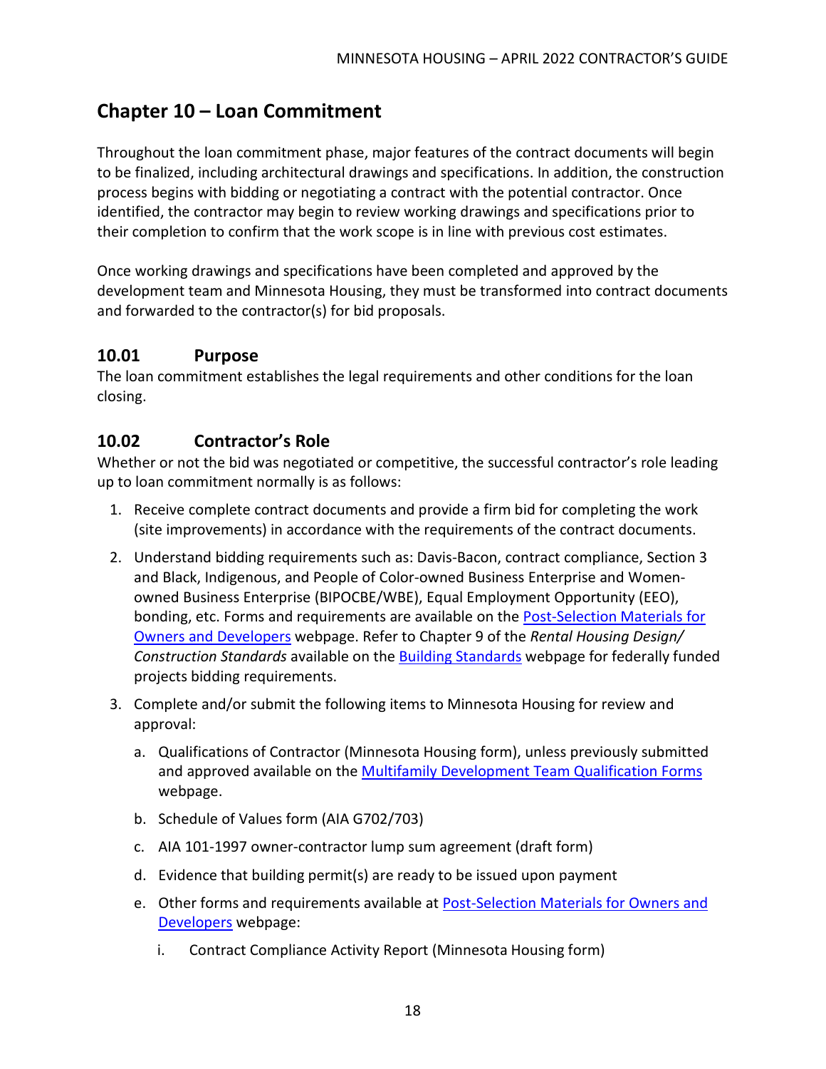# Chapter 10 – Loan Commitment

Throughout the loan commitment phase, major features of the contract documents will begin to be finalized, including architectural drawings and specifications. In addition, the construction process begins with bidding or negotiating a contract with the potential contractor. Once identified, the contractor may begin to review working drawings and specifications prior to their completion to confirm that the work scope is in line with previous cost estimates.

Once working drawings and specifications have been completed and approved by the development team and Minnesota Housing, they must be transformed into contract documents and forwarded to the contractor(s) for bid proposals.

## 10.01 Purpose

The loan commitment establishes the legal requirements and other conditions for the loan closing.

## 10.02 Contractor's Role

Whether or not the bid was negotiated or competitive, the successful contractor's role leading up to loan commitment normally is as follows:

1. Receive complete contract documents and provide a firm bid for completing the work (site improvements) in accordance with the requirements of the contract documents.
2. Understand bidding requirements such as: Davis-Bacon, contract compliance, Section 3 and Black, Indigenous, and People of Color-owned Business Enterprise and Women-owned Business Enterprise (BIPOCBE/WBE), Equal Employment Opportunity (EEO), bonding, etc. Forms and requirements are available on the Post-Selection Materials for Owners and Developers webpage. Refer to Chapter 9 of the *Rental Housing Design/ Construction Standards* available on the Building Standards webpage for federally funded projects bidding requirements.
3. Complete and/or submit the following items to Minnesota Housing for review and approval:
   a. Qualifications of Contractor (Minnesota Housing form), unless previously submitted and approved available on the Multifamily Development Team Qualification Forms webpage.
   b. Schedule of Values form (AIA G702/703)
   c. AIA 101-1997 owner-contractor lump sum agreement (draft form)
   d. Evidence that building permit(s) are ready to be issued upon payment
   e. Other forms and requirements available at Post-Selection Materials for Owners and Developers webpage:
      i. Contract Compliance Activity Report (Minnesota Housing form)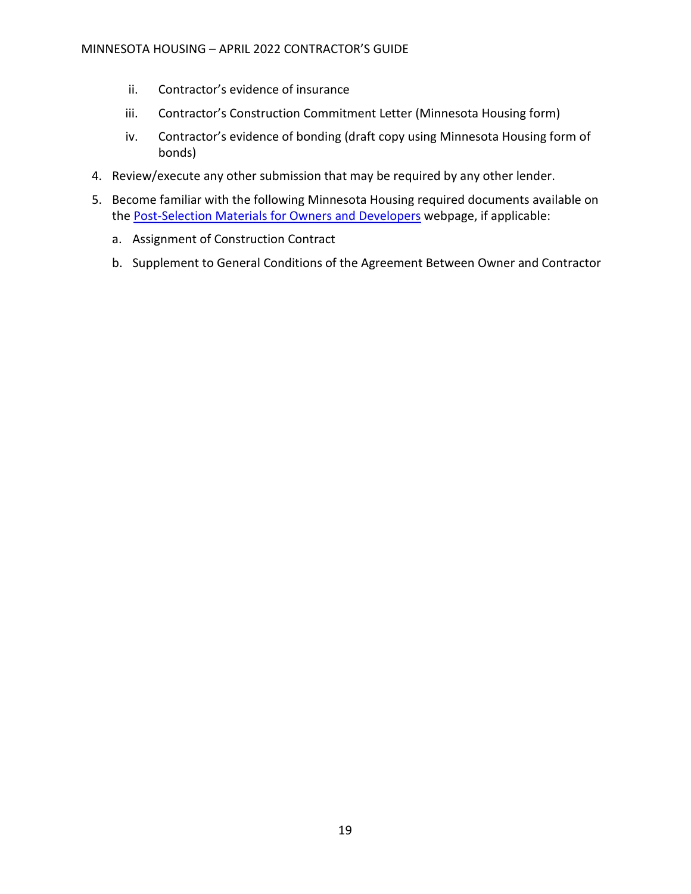ii. Contractor's evidence of insurance

   iii. Contractor's Construction Commitment Letter (Minnesota Housing form)

   iv. Contractor's evidence of bonding (draft copy using Minnesota Housing form of bonds)

4. Review/execute any other submission that may be required by any other lender.

5. Become familiar with the following Minnesota Housing required documents available on the Post-Selection Materials for Owners and Developers webpage, if applicable:

   a. Assignment of Construction Contract

   b. Supplement to General Conditions of the Agreement Between Owner and Contractor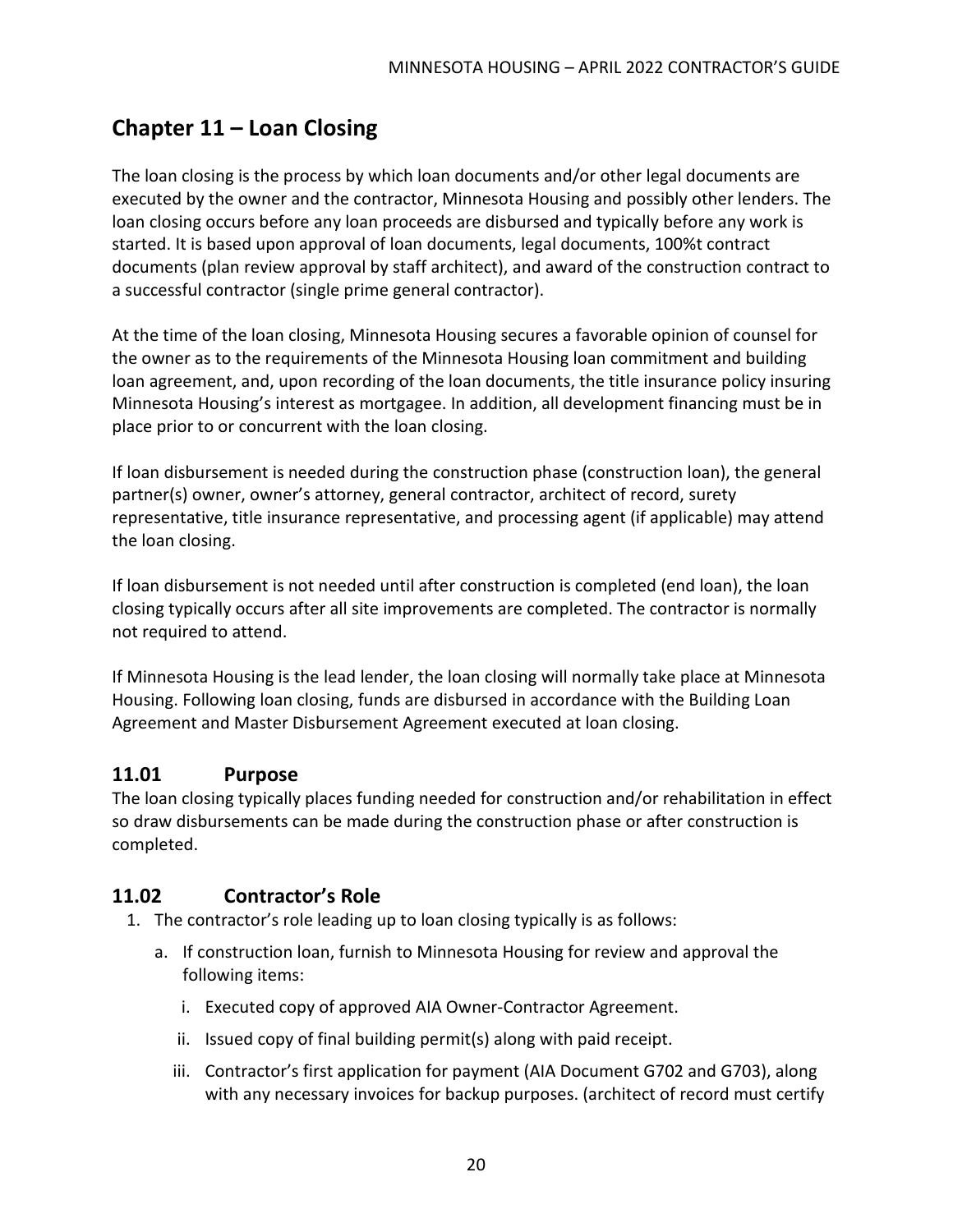# Chapter 11 – Loan Closing

The loan closing is the process by which loan documents and/or other legal documents are executed by the owner and the contractor, Minnesota Housing and possibly other lenders. The loan closing occurs before any loan proceeds are disbursed and typically before any work is started. It is based upon approval of loan documents, legal documents, 100%t contract documents (plan review approval by staff architect), and award of the construction contract to a successful contractor (single prime general contractor).

At the time of the loan closing, Minnesota Housing secures a favorable opinion of counsel for the owner as to the requirements of the Minnesota Housing loan commitment and building loan agreement, and, upon recording of the loan documents, the title insurance policy insuring Minnesota Housing's interest as mortgagee. In addition, all development financing must be in place prior to or concurrent with the loan closing.

If loan disbursement is needed during the construction phase (construction loan), the general partner(s) owner, owner's attorney, general contractor, architect of record, surety representative, title insurance representative, and processing agent (if applicable) may attend the loan closing.

If loan disbursement is not needed until after construction is completed (end loan), the loan closing typically occurs after all site improvements are completed. The contractor is normally not required to attend.

If Minnesota Housing is the lead lender, the loan closing will normally take place at Minnesota Housing. Following loan closing, funds are disbursed in accordance with the Building Loan Agreement and Master Disbursement Agreement executed at loan closing.

## 11.01 Purpose

The loan closing typically places funding needed for construction and/or rehabilitation in effect so draw disbursements can be made during the construction phase or after construction is completed.

## 11.02 Contractor's Role

1. The contractor's role leading up to loan closing typically is as follows:
   a. If construction loan, furnish to Minnesota Housing for review and approval the following items:
      i. Executed copy of approved AIA Owner-Contractor Agreement.
      ii. Issued copy of final building permit(s) along with paid receipt.
      iii. Contractor's first application for payment (AIA Document G702 and G703), along with any necessary invoices for backup purposes. (architect of record must certify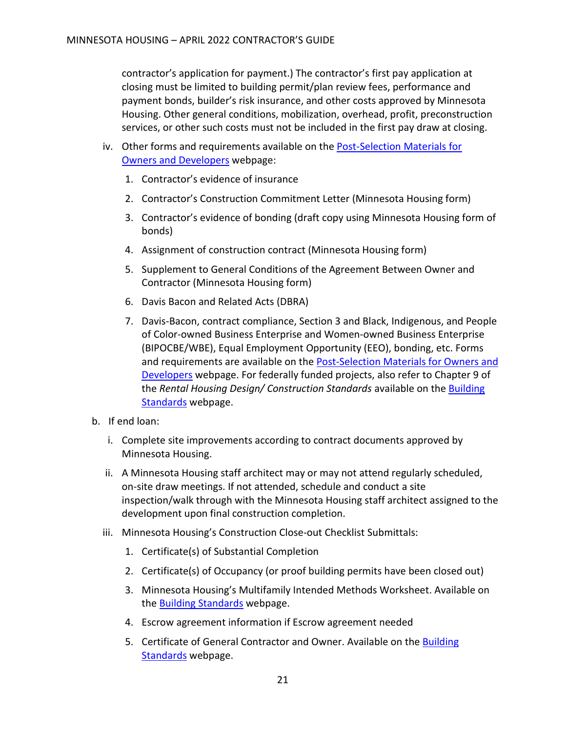contractor's application for payment.) The contractor's first pay application at closing must be limited to building permit/plan review fees, performance and payment bonds, builder's risk insurance, and other costs approved by Minnesota Housing. Other general conditions, mobilization, overhead, profit, preconstruction services, or other such costs must not be included in the first pay draw at closing.

iv. Other forms and requirements available on the [Post-Selection Materials for Owners and Developers]() webpage:

1. Contractor's evidence of insurance
2. Contractor's Construction Commitment Letter (Minnesota Housing form)
3. Contractor's evidence of bonding (draft copy using Minnesota Housing form of bonds)
4. Assignment of construction contract (Minnesota Housing form)
5. Supplement to General Conditions of the Agreement Between Owner and Contractor (Minnesota Housing form)
6. Davis Bacon and Related Acts (DBRA)
7. Davis-Bacon, contract compliance, Section 3 and Black, Indigenous, and People of Color-owned Business Enterprise and Women-owned Business Enterprise (BIPOCBE/WBE), Equal Employment Opportunity (EEO), bonding, etc. Forms and requirements are available on the [Post-Selection Materials for Owners and Developers]() webpage. For federally funded projects, also refer to Chapter 9 of the *Rental Housing Design/ Construction Standards* available on the [Building Standards]() webpage.

b. If end loan:

i. Complete site improvements according to contract documents approved by Minnesota Housing.

ii. A Minnesota Housing staff architect may or may not attend regularly scheduled, on-site draw meetings. If not attended, schedule and conduct a site inspection/walk through with the Minnesota Housing staff architect assigned to the development upon final construction completion.

iii. Minnesota Housing's Construction Close-out Checklist Submittals:

1. Certificate(s) of Substantial Completion
2. Certificate(s) of Occupancy (or proof building permits have been closed out)
3. Minnesota Housing's Multifamily Intended Methods Worksheet. Available on the [Building Standards]() webpage.
4. Escrow agreement information if Escrow agreement needed
5. Certificate of General Contractor and Owner. Available on the [Building Standards]() webpage.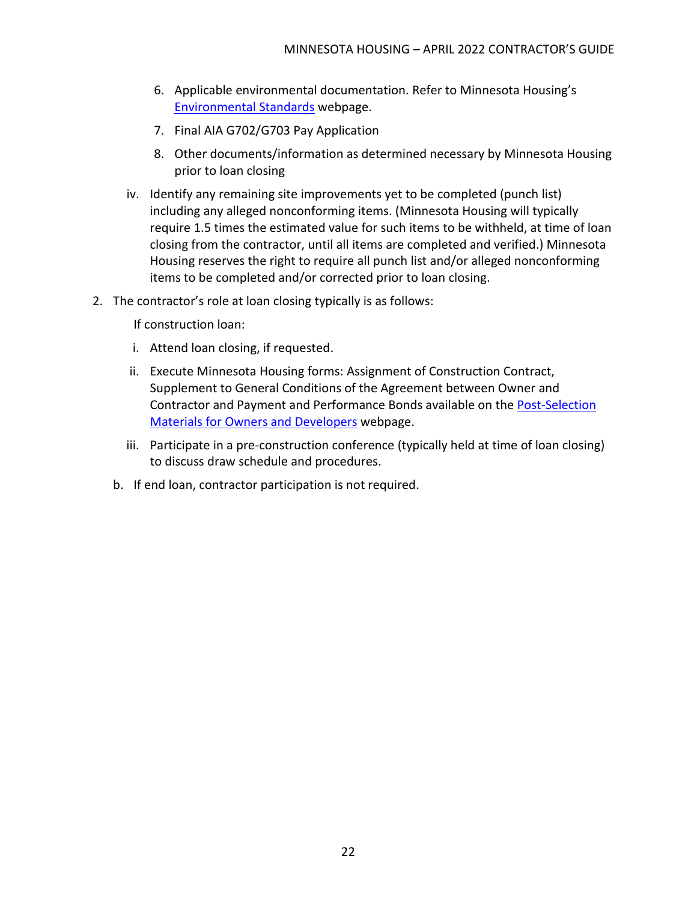6. Applicable environmental documentation. Refer to Minnesota Housing's [Environmental Standards](#) webpage.
7. Final AIA G702/G703 Pay Application
8. Other documents/information as determined necessary by Minnesota Housing prior to loan closing

iv. Identify any remaining site improvements yet to be completed (punch list) including any alleged nonconforming items. (Minnesota Housing will typically require 1.5 times the estimated value for such items to be withheld, at time of loan closing from the contractor, until all items are completed and verified.) Minnesota Housing reserves the right to require all punch list and/or alleged nonconforming items to be completed and/or corrected prior to loan closing.

2. The contractor's role at loan closing typically is as follows:

   If construction loan:

   i. Attend loan closing, if requested.

   ii. Execute Minnesota Housing forms: Assignment of Construction Contract, Supplement to General Conditions of the Agreement between Owner and Contractor and Payment and Performance Bonds available on the [Post-Selection Materials for Owners and Developers](#) webpage.

   iii. Participate in a pre-construction conference (typically held at time of loan closing) to discuss draw schedule and procedures.

   b. If end loan, contractor participation is not required.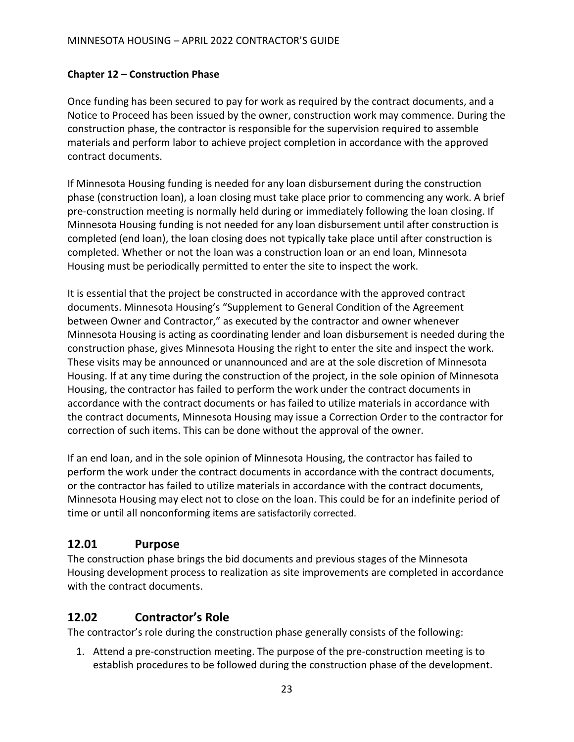**Chapter 12 – Construction Phase**

Once funding has been secured to pay for work as required by the contract documents, and a Notice to Proceed has been issued by the owner, construction work may commence. During the construction phase, the contractor is responsible for the supervision required to assemble materials and perform labor to achieve project completion in accordance with the approved contract documents.

If Minnesota Housing funding is needed for any loan disbursement during the construction phase (construction loan), a loan closing must take place prior to commencing any work. A brief pre-construction meeting is normally held during or immediately following the loan closing. If Minnesota Housing funding is not needed for any loan disbursement until after construction is completed (end loan), the loan closing does not typically take place until after construction is completed. Whether or not the loan was a construction loan or an end loan, Minnesota Housing must be periodically permitted to enter the site to inspect the work.

It is essential that the project be constructed in accordance with the approved contract documents. Minnesota Housing's "Supplement to General Condition of the Agreement between Owner and Contractor," as executed by the contractor and owner whenever Minnesota Housing is acting as coordinating lender and loan disbursement is needed during the construction phase, gives Minnesota Housing the right to enter the site and inspect the work. These visits may be announced or unannounced and are at the sole discretion of Minnesota Housing. If at any time during the construction of the project, in the sole opinion of Minnesota Housing, the contractor has failed to perform the work under the contract documents in accordance with the contract documents or has failed to utilize materials in accordance with the contract documents, Minnesota Housing may issue a Correction Order to the contractor for correction of such items. This can be done without the approval of the owner.

If an end loan, and in the sole opinion of Minnesota Housing, the contractor has failed to perform the work under the contract documents in accordance with the contract documents, or the contractor has failed to utilize materials in accordance with the contract documents, Minnesota Housing may elect not to close on the loan. This could be for an indefinite period of time or until all nonconforming items are satisfactorily corrected.

## 12.01 Purpose

The construction phase brings the bid documents and previous stages of the Minnesota Housing development process to realization as site improvements are completed in accordance with the contract documents.

## 12.02 Contractor's Role

The contractor's role during the construction phase generally consists of the following:

1. Attend a pre-construction meeting. The purpose of the pre-construction meeting is to establish procedures to be followed during the construction phase of the development.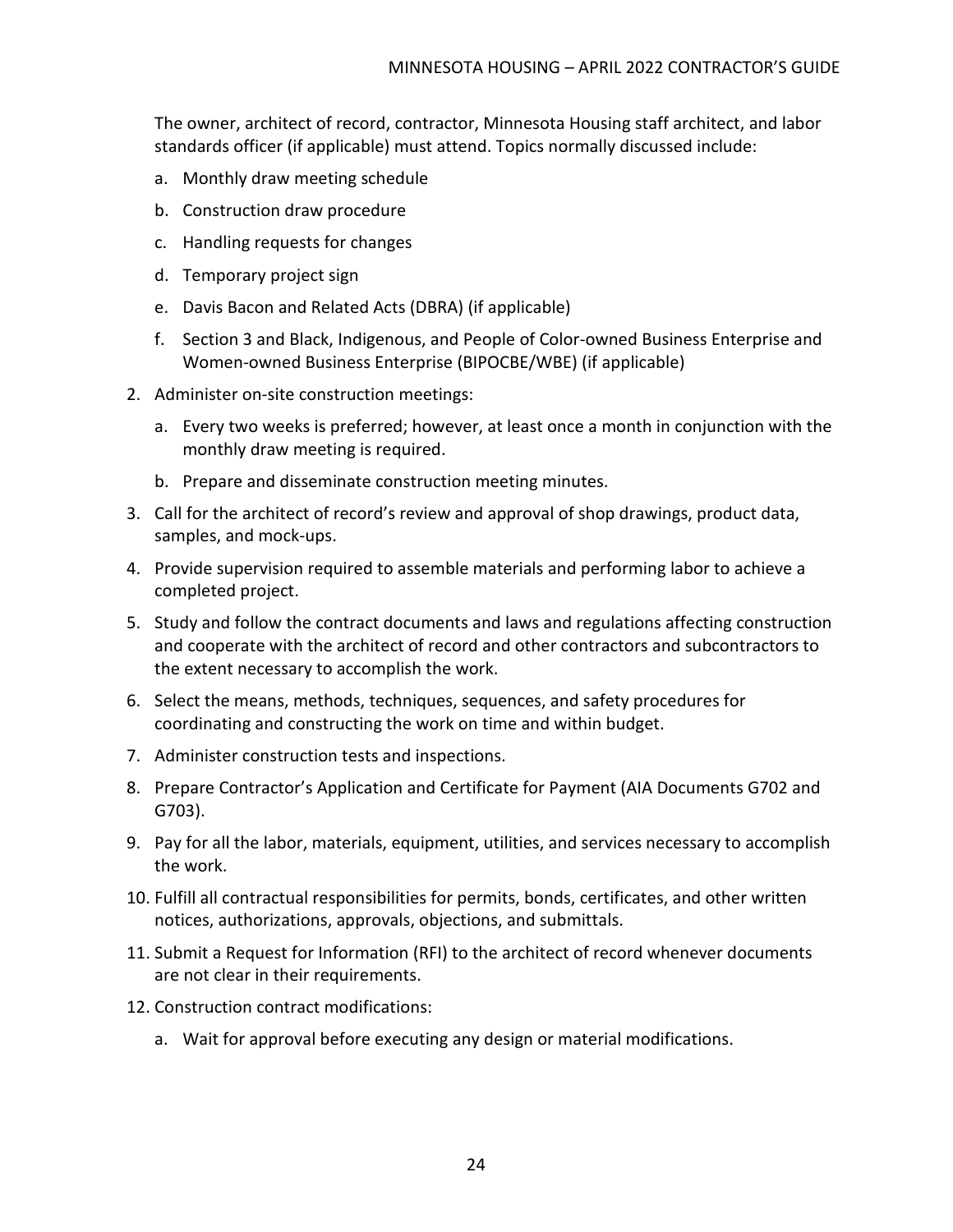The owner, architect of record, contractor, Minnesota Housing staff architect, and labor standards officer (if applicable) must attend. Topics normally discussed include:

a. Monthly draw meeting schedule

b. Construction draw procedure

c. Handling requests for changes

d. Temporary project sign

e. Davis Bacon and Related Acts (DBRA) (if applicable)

f. Section 3 and Black, Indigenous, and People of Color-owned Business Enterprise and Women-owned Business Enterprise (BIPOCBE/WBE) (if applicable)

2. Administer on-site construction meetings:

   a. Every two weeks is preferred; however, at least once a month in conjunction with the monthly draw meeting is required.

   b. Prepare and disseminate construction meeting minutes.

3. Call for the architect of record's review and approval of shop drawings, product data, samples, and mock-ups.

4. Provide supervision required to assemble materials and performing labor to achieve a completed project.

5. Study and follow the contract documents and laws and regulations affecting construction and cooperate with the architect of record and other contractors and subcontractors to the extent necessary to accomplish the work.

6. Select the means, methods, techniques, sequences, and safety procedures for coordinating and constructing the work on time and within budget.

7. Administer construction tests and inspections.

8. Prepare Contractor's Application and Certificate for Payment (AIA Documents G702 and G703).

9. Pay for all the labor, materials, equipment, utilities, and services necessary to accomplish the work.

10. Fulfill all contractual responsibilities for permits, bonds, certificates, and other written notices, authorizations, approvals, objections, and submittals.

11. Submit a Request for Information (RFI) to the architect of record whenever documents are not clear in their requirements.

12. Construction contract modifications:

    a. Wait for approval before executing any design or material modifications.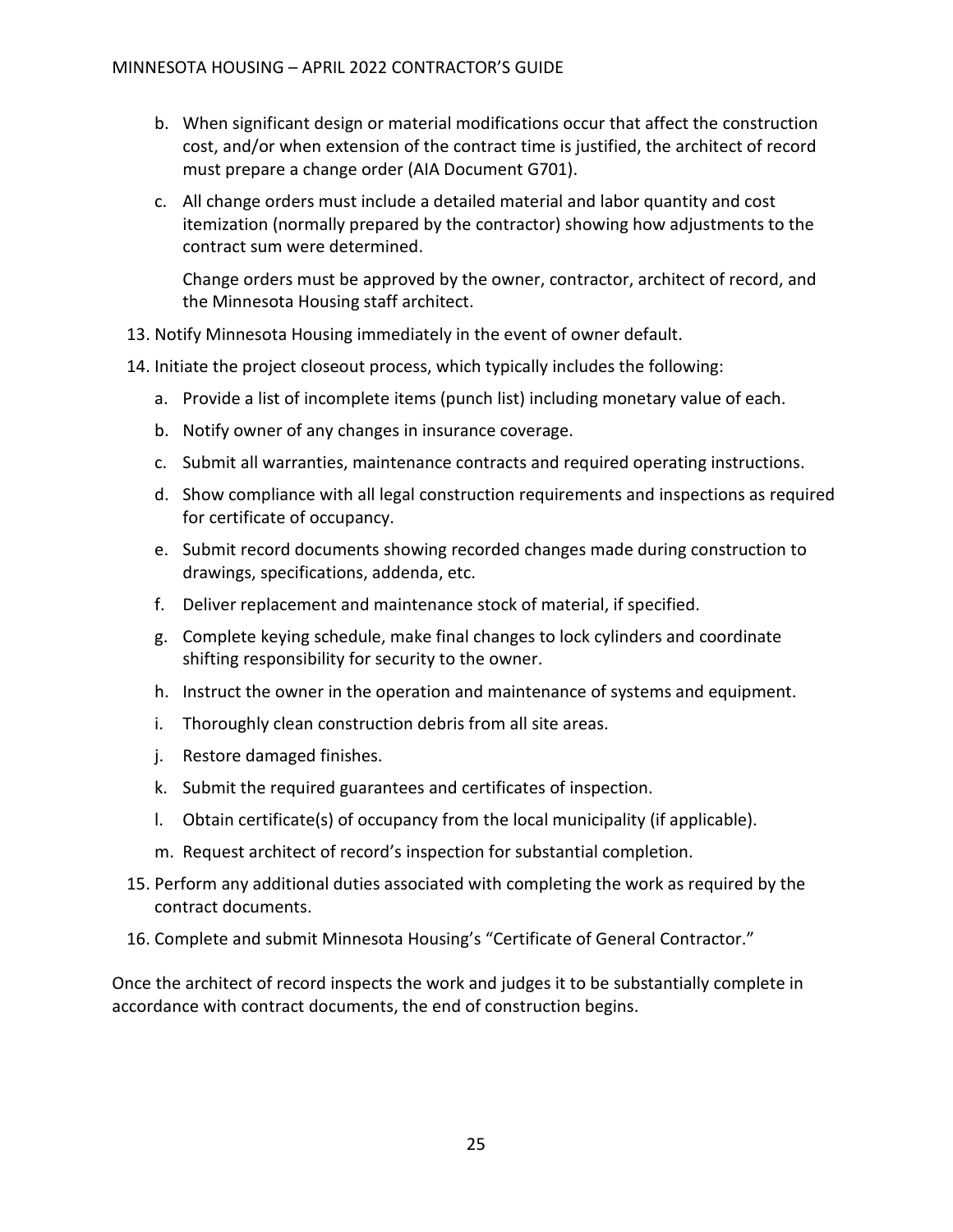b. When significant design or material modifications occur that affect the construction cost, and/or when extension of the contract time is justified, the architect of record must prepare a change order (AIA Document G701).

c. All change orders must include a detailed material and labor quantity and cost itemization (normally prepared by the contractor) showing how adjustments to the contract sum were determined.

   Change orders must be approved by the owner, contractor, architect of record, and the Minnesota Housing staff architect.

13. Notify Minnesota Housing immediately in the event of owner default.
14. Initiate the project closeout process, which typically includes the following:
    a. Provide a list of incomplete items (punch list) including monetary value of each.
    b. Notify owner of any changes in insurance coverage.
    c. Submit all warranties, maintenance contracts and required operating instructions.
    d. Show compliance with all legal construction requirements and inspections as required for certificate of occupancy.
    e. Submit record documents showing recorded changes made during construction to drawings, specifications, addenda, etc.
    f. Deliver replacement and maintenance stock of material, if specified.
    g. Complete keying schedule, make final changes to lock cylinders and coordinate shifting responsibility for security to the owner.
    h. Instruct the owner in the operation and maintenance of systems and equipment.
    i. Thoroughly clean construction debris from all site areas.
    j. Restore damaged finishes.
    k. Submit the required guarantees and certificates of inspection.
    l. Obtain certificate(s) of occupancy from the local municipality (if applicable).
    m. Request architect of record's inspection for substantial completion.
15. Perform any additional duties associated with completing the work as required by the contract documents.
16. Complete and submit Minnesota Housing's "Certificate of General Contractor."

Once the architect of record inspects the work and judges it to be substantially complete in accordance with contract documents, the end of construction begins.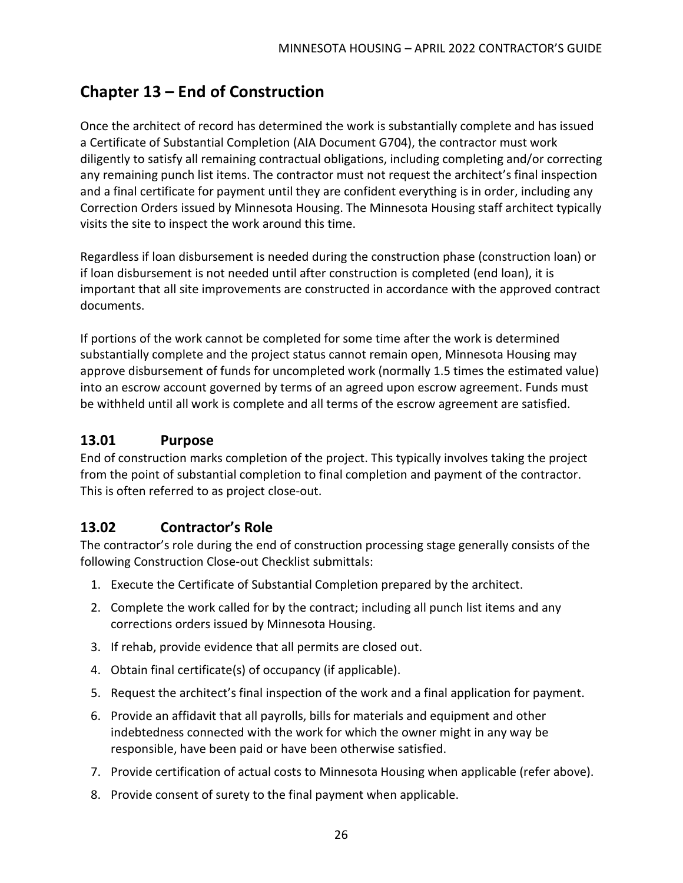# Chapter 13 – End of Construction

Once the architect of record has determined the work is substantially complete and has issued a Certificate of Substantial Completion (AIA Document G704), the contractor must work diligently to satisfy all remaining contractual obligations, including completing and/or correcting any remaining punch list items. The contractor must not request the architect's final inspection and a final certificate for payment until they are confident everything is in order, including any Correction Orders issued by Minnesota Housing. The Minnesota Housing staff architect typically visits the site to inspect the work around this time.

Regardless if loan disbursement is needed during the construction phase (construction loan) or if loan disbursement is not needed until after construction is completed (end loan), it is important that all site improvements are constructed in accordance with the approved contract documents.

If portions of the work cannot be completed for some time after the work is determined substantially complete and the project status cannot remain open, Minnesota Housing may approve disbursement of funds for uncompleted work (normally 1.5 times the estimated value) into an escrow account governed by terms of an agreed upon escrow agreement. Funds must be withheld until all work is complete and all terms of the escrow agreement are satisfied.

## 13.01 Purpose

End of construction marks completion of the project. This typically involves taking the project from the point of substantial completion to final completion and payment of the contractor. This is often referred to as project close-out.

## 13.02 Contractor's Role

The contractor's role during the end of construction processing stage generally consists of the following Construction Close-out Checklist submittals:

1. Execute the Certificate of Substantial Completion prepared by the architect.
2. Complete the work called for by the contract; including all punch list items and any corrections orders issued by Minnesota Housing.
3. If rehab, provide evidence that all permits are closed out.
4. Obtain final certificate(s) of occupancy (if applicable).
5. Request the architect's final inspection of the work and a final application for payment.
6. Provide an affidavit that all payrolls, bills for materials and equipment and other indebtedness connected with the work for which the owner might in any way be responsible, have been paid or have been otherwise satisfied.
7. Provide certification of actual costs to Minnesota Housing when applicable (refer above).
8. Provide consent of surety to the final payment when applicable.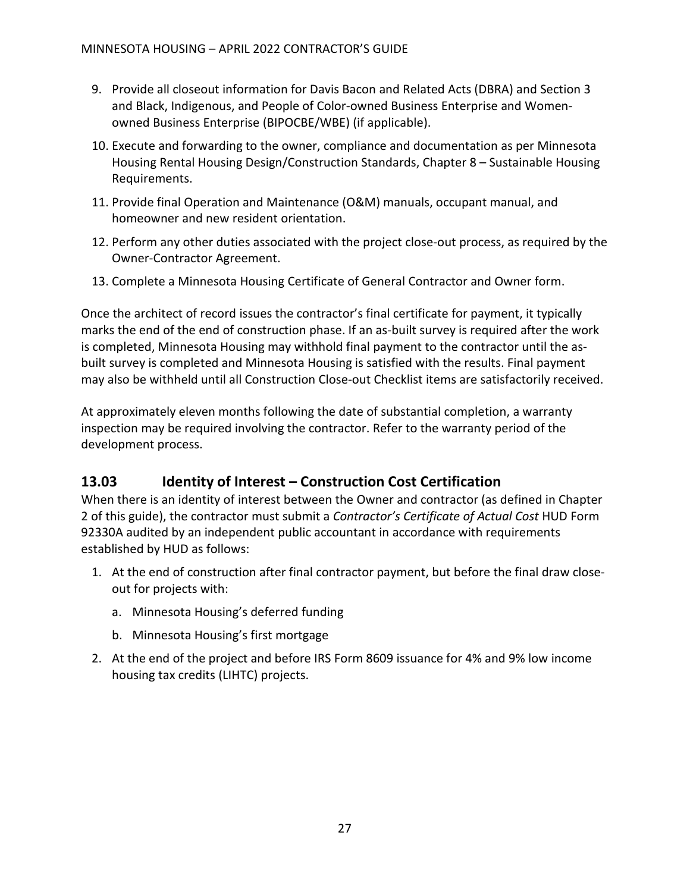9. Provide all closeout information for Davis Bacon and Related Acts (DBRA) and Section 3 and Black, Indigenous, and People of Color-owned Business Enterprise and Women-owned Business Enterprise (BIPOCBE/WBE) (if applicable).
10. Execute and forwarding to the owner, compliance and documentation as per Minnesota Housing Rental Housing Design/Construction Standards, Chapter 8 – Sustainable Housing Requirements.
11. Provide final Operation and Maintenance (O&M) manuals, occupant manual, and homeowner and new resident orientation.
12. Perform any other duties associated with the project close-out process, as required by the Owner-Contractor Agreement.
13. Complete a Minnesota Housing Certificate of General Contractor and Owner form.

Once the architect of record issues the contractor's final certificate for payment, it typically marks the end of the end of construction phase. If an as-built survey is required after the work is completed, Minnesota Housing may withhold final payment to the contractor until the as-built survey is completed and Minnesota Housing is satisfied with the results. Final payment may also be withheld until all Construction Close-out Checklist items are satisfactorily received.

At approximately eleven months following the date of substantial completion, a warranty inspection may be required involving the contractor. Refer to the warranty period of the development process.

## 13.03 Identity of Interest – Construction Cost Certification

When there is an identity of interest between the Owner and contractor (as defined in Chapter 2 of this guide), the contractor must submit a *Contractor's Certificate of Actual Cost* HUD Form 92330A audited by an independent public accountant in accordance with requirements established by HUD as follows:

1. At the end of construction after final contractor payment, but before the final draw close-out for projects with:
   a. Minnesota Housing's deferred funding
   b. Minnesota Housing's first mortgage
2. At the end of the project and before IRS Form 8609 issuance for 4% and 9% low income housing tax credits (LIHTC) projects.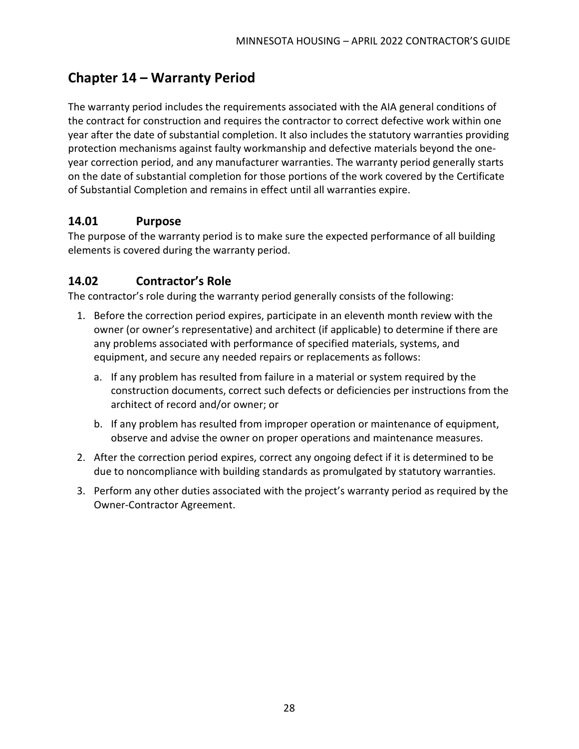# Chapter 14 – Warranty Period

The warranty period includes the requirements associated with the AIA general conditions of the contract for construction and requires the contractor to correct defective work within one year after the date of substantial completion. It also includes the statutory warranties providing protection mechanisms against faulty workmanship and defective materials beyond the one-year correction period, and any manufacturer warranties. The warranty period generally starts on the date of substantial completion for those portions of the work covered by the Certificate of Substantial Completion and remains in effect until all warranties expire.

## 14.01 Purpose

The purpose of the warranty period is to make sure the expected performance of all building elements is covered during the warranty period.

## 14.02 Contractor's Role

The contractor's role during the warranty period generally consists of the following:

1. Before the correction period expires, participate in an eleventh month review with the owner (or owner's representative) and architect (if applicable) to determine if there are any problems associated with performance of specified materials, systems, and equipment, and secure any needed repairs or replacements as follows:

   a. If any problem has resulted from failure in a material or system required by the construction documents, correct such defects or deficiencies per instructions from the architect of record and/or owner; or

   b. If any problem has resulted from improper operation or maintenance of equipment, observe and advise the owner on proper operations and maintenance measures.

2. After the correction period expires, correct any ongoing defect if it is determined to be due to noncompliance with building standards as promulgated by statutory warranties.

3. Perform any other duties associated with the project's warranty period as required by the Owner-Contractor Agreement.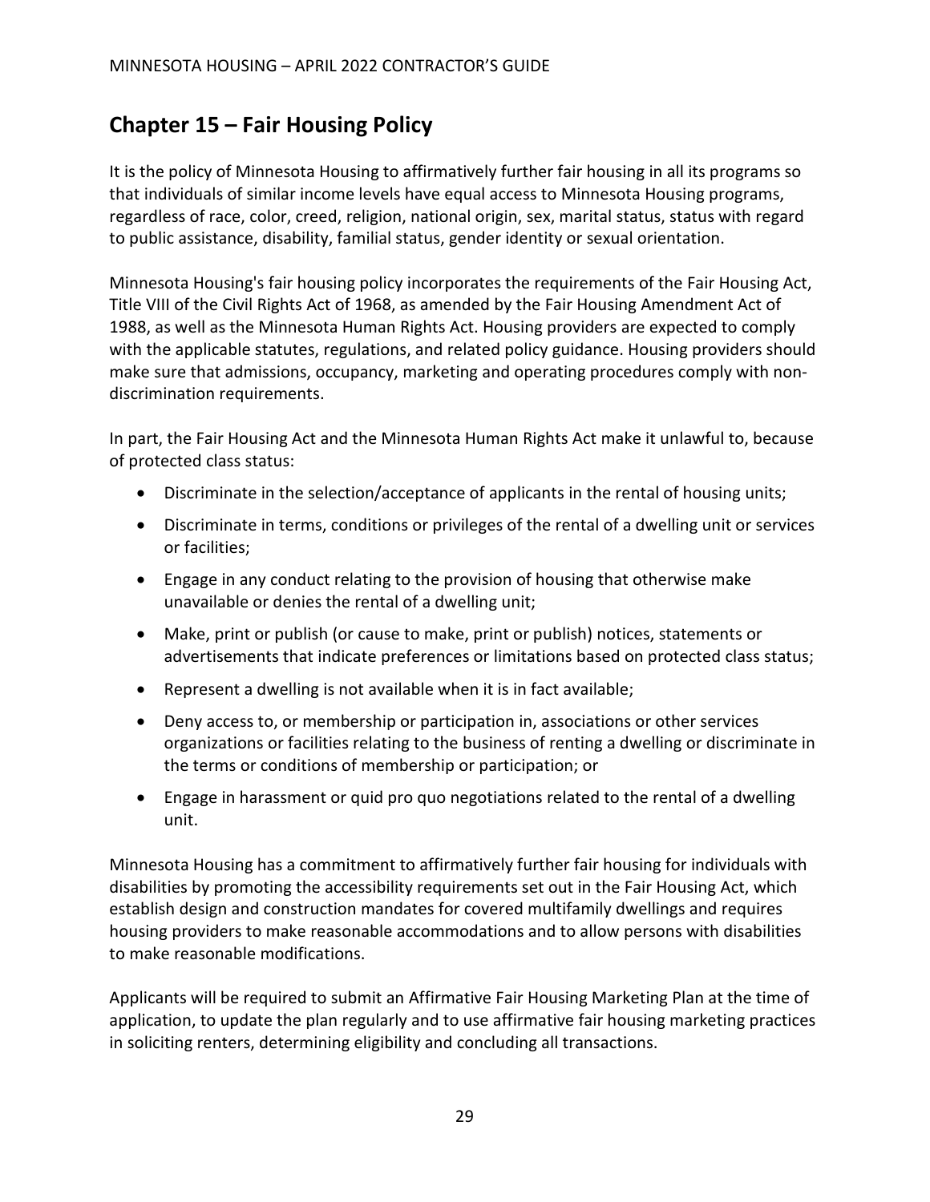## Chapter 15 – Fair Housing Policy

It is the policy of Minnesota Housing to affirmatively further fair housing in all its programs so that individuals of similar income levels have equal access to Minnesota Housing programs, regardless of race, color, creed, religion, national origin, sex, marital status, status with regard to public assistance, disability, familial status, gender identity or sexual orientation.

Minnesota Housing's fair housing policy incorporates the requirements of the Fair Housing Act, Title VIII of the Civil Rights Act of 1968, as amended by the Fair Housing Amendment Act of 1988, as well as the Minnesota Human Rights Act. Housing providers are expected to comply with the applicable statutes, regulations, and related policy guidance. Housing providers should make sure that admissions, occupancy, marketing and operating procedures comply with non-discrimination requirements.

In part, the Fair Housing Act and the Minnesota Human Rights Act make it unlawful to, because of protected class status:

- Discriminate in the selection/acceptance of applicants in the rental of housing units;
- Discriminate in terms, conditions or privileges of the rental of a dwelling unit or services or facilities;
- Engage in any conduct relating to the provision of housing that otherwise make unavailable or denies the rental of a dwelling unit;
- Make, print or publish (or cause to make, print or publish) notices, statements or advertisements that indicate preferences or limitations based on protected class status;
- Represent a dwelling is not available when it is in fact available;
- Deny access to, or membership or participation in, associations or other services organizations or facilities relating to the business of renting a dwelling or discriminate in the terms or conditions of membership or participation; or
- Engage in harassment or quid pro quo negotiations related to the rental of a dwelling unit.

Minnesota Housing has a commitment to affirmatively further fair housing for individuals with disabilities by promoting the accessibility requirements set out in the Fair Housing Act, which establish design and construction mandates for covered multifamily dwellings and requires housing providers to make reasonable accommodations and to allow persons with disabilities to make reasonable modifications.

Applicants will be required to submit an Affirmative Fair Housing Marketing Plan at the time of application, to update the plan regularly and to use affirmative fair housing marketing practices in soliciting renters, determining eligibility and concluding all transactions.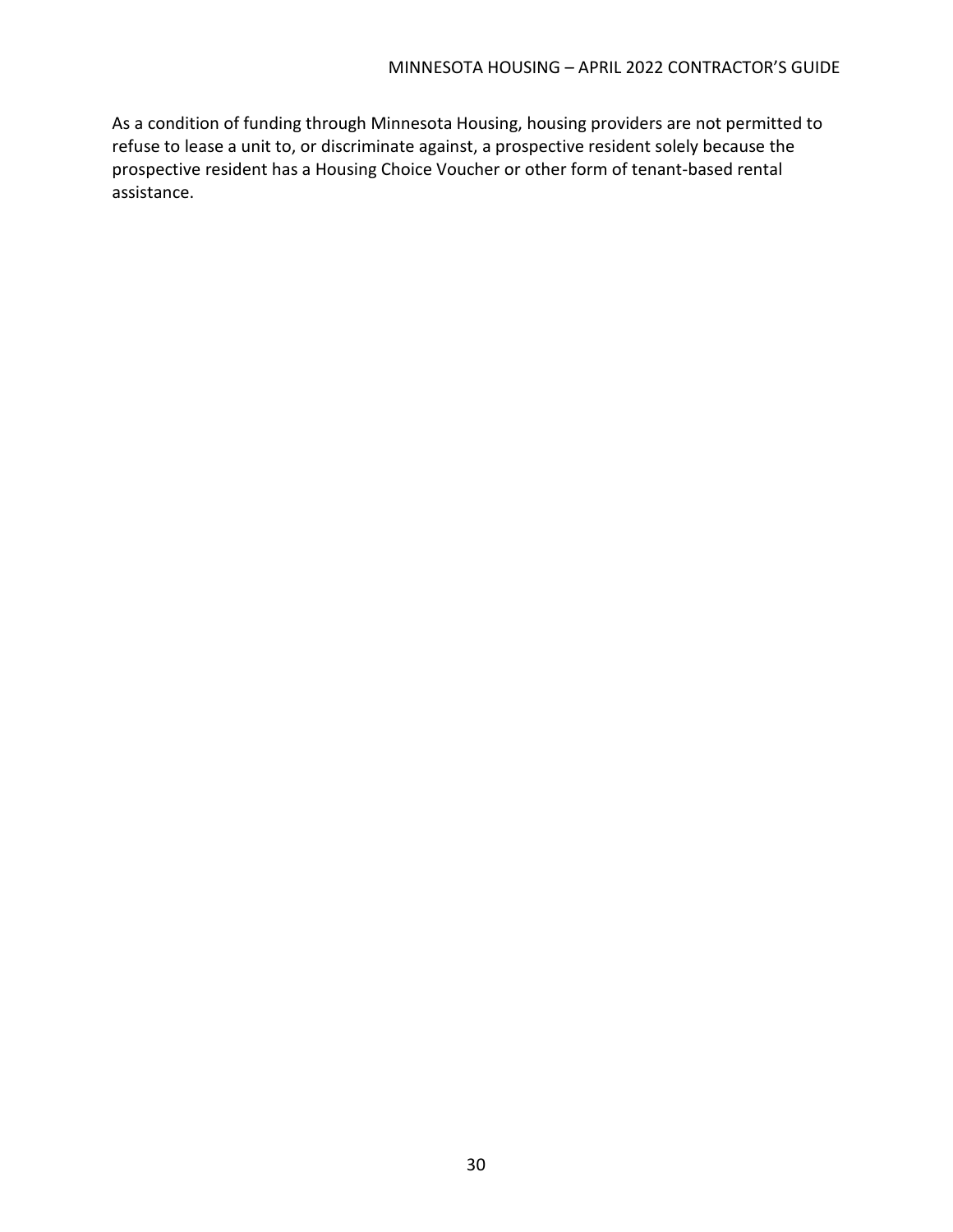As a condition of funding through Minnesota Housing, housing providers are not permitted to refuse to lease a unit to, or discriminate against, a prospective resident solely because the prospective resident has a Housing Choice Voucher or other form of tenant-based rental assistance.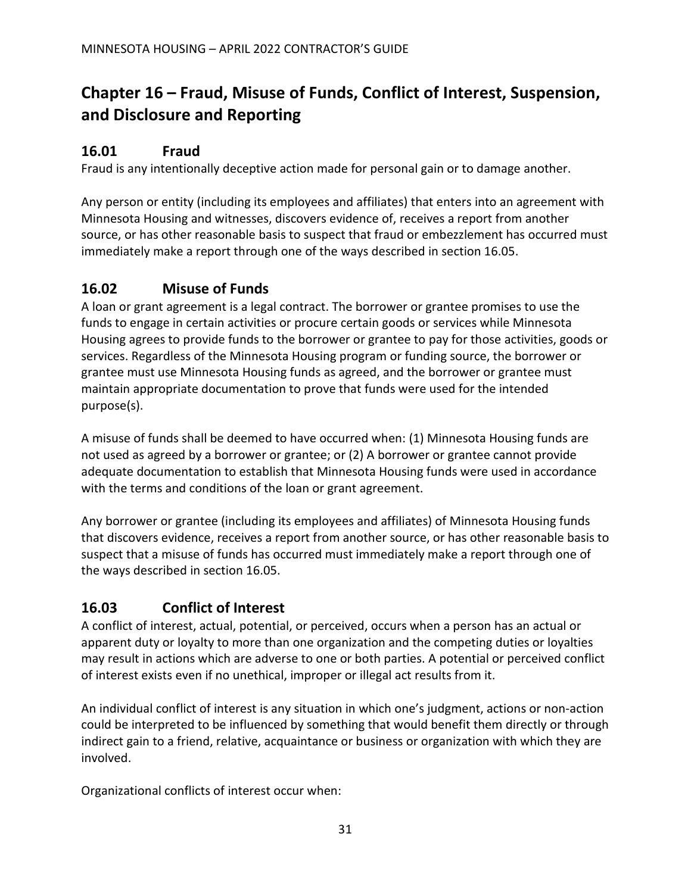# Chapter 16 – Fraud, Misuse of Funds, Conflict of Interest, Suspension, and Disclosure and Reporting

## 16.01 Fraud

Fraud is any intentionally deceptive action made for personal gain or to damage another.

Any person or entity (including its employees and affiliates) that enters into an agreement with Minnesota Housing and witnesses, discovers evidence of, receives a report from another source, or has other reasonable basis to suspect that fraud or embezzlement has occurred must immediately make a report through one of the ways described in section 16.05.

## 16.02 Misuse of Funds

A loan or grant agreement is a legal contract. The borrower or grantee promises to use the funds to engage in certain activities or procure certain goods or services while Minnesota Housing agrees to provide funds to the borrower or grantee to pay for those activities, goods or services. Regardless of the Minnesota Housing program or funding source, the borrower or grantee must use Minnesota Housing funds as agreed, and the borrower or grantee must maintain appropriate documentation to prove that funds were used for the intended purpose(s).

A misuse of funds shall be deemed to have occurred when: (1) Minnesota Housing funds are not used as agreed by a borrower or grantee; or (2) A borrower or grantee cannot provide adequate documentation to establish that Minnesota Housing funds were used in accordance with the terms and conditions of the loan or grant agreement.

Any borrower or grantee (including its employees and affiliates) of Minnesota Housing funds that discovers evidence, receives a report from another source, or has other reasonable basis to suspect that a misuse of funds has occurred must immediately make a report through one of the ways described in section 16.05.

## 16.03 Conflict of Interest

A conflict of interest, actual, potential, or perceived, occurs when a person has an actual or apparent duty or loyalty to more than one organization and the competing duties or loyalties may result in actions which are adverse to one or both parties. A potential or perceived conflict of interest exists even if no unethical, improper or illegal act results from it.

An individual conflict of interest is any situation in which one's judgment, actions or non-action could be interpreted to be influenced by something that would benefit them directly or through indirect gain to a friend, relative, acquaintance or business or organization with which they are involved.

Organizational conflicts of interest occur when: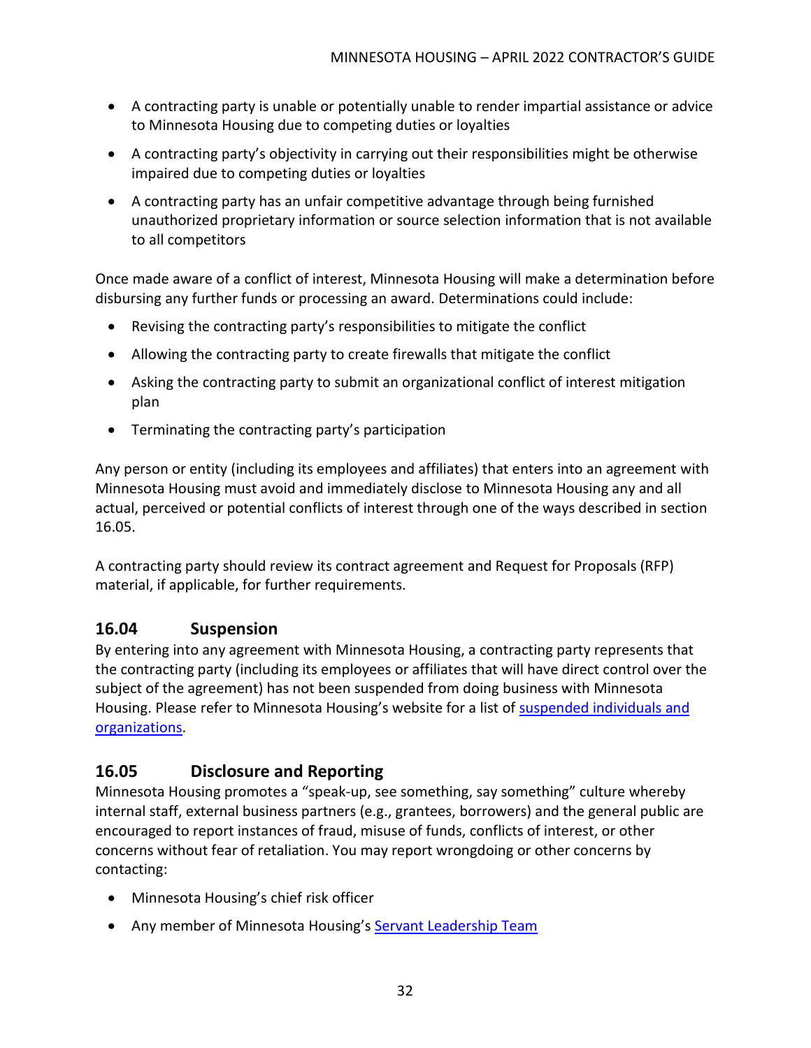- A contracting party is unable or potentially unable to render impartial assistance or advice to Minnesota Housing due to competing duties or loyalties
- A contracting party's objectivity in carrying out their responsibilities might be otherwise impaired due to competing duties or loyalties
- A contracting party has an unfair competitive advantage through being furnished unauthorized proprietary information or source selection information that is not available to all competitors

Once made aware of a conflict of interest, Minnesota Housing will make a determination before disbursing any further funds or processing an award. Determinations could include:

- Revising the contracting party's responsibilities to mitigate the conflict
- Allowing the contracting party to create firewalls that mitigate the conflict
- Asking the contracting party to submit an organizational conflict of interest mitigation plan
- Terminating the contracting party's participation

Any person or entity (including its employees and affiliates) that enters into an agreement with Minnesota Housing must avoid and immediately disclose to Minnesota Housing any and all actual, perceived or potential conflicts of interest through one of the ways described in section 16.05.

A contracting party should review its contract agreement and Request for Proposals (RFP) material, if applicable, for further requirements.

## 16.04 Suspension

By entering into any agreement with Minnesota Housing, a contracting party represents that the contracting party (including its employees or affiliates that will have direct control over the subject of the agreement) has not been suspended from doing business with Minnesota Housing. Please refer to Minnesota Housing's website for a list of suspended individuals and organizations.

## 16.05 Disclosure and Reporting

Minnesota Housing promotes a "speak-up, see something, say something" culture whereby internal staff, external business partners (e.g., grantees, borrowers) and the general public are encouraged to report instances of fraud, misuse of funds, conflicts of interest, or other concerns without fear of retaliation. You may report wrongdoing or other concerns by contacting:

- Minnesota Housing's chief risk officer
- Any member of Minnesota Housing's Servant Leadership Team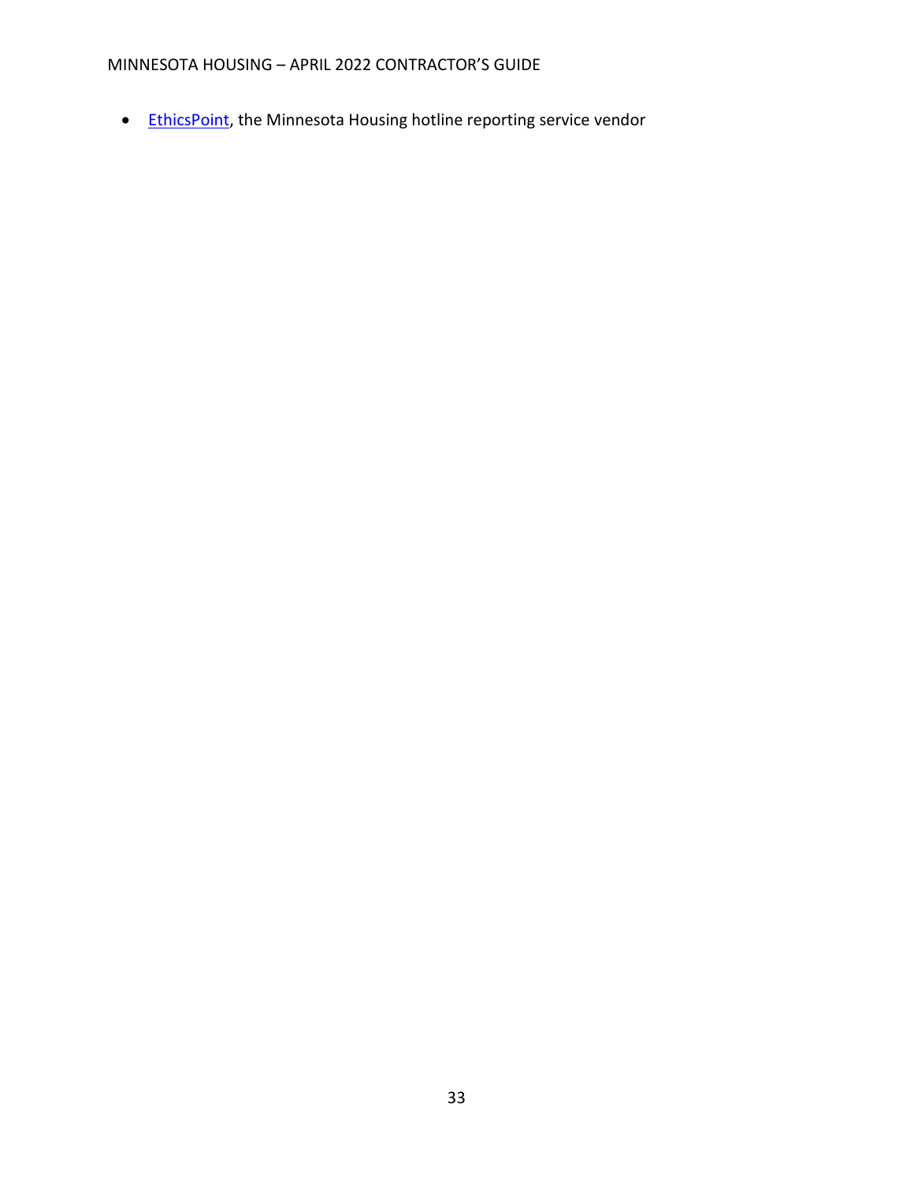- [EthicsPoint](), the Minnesota Housing hotline reporting service vendor